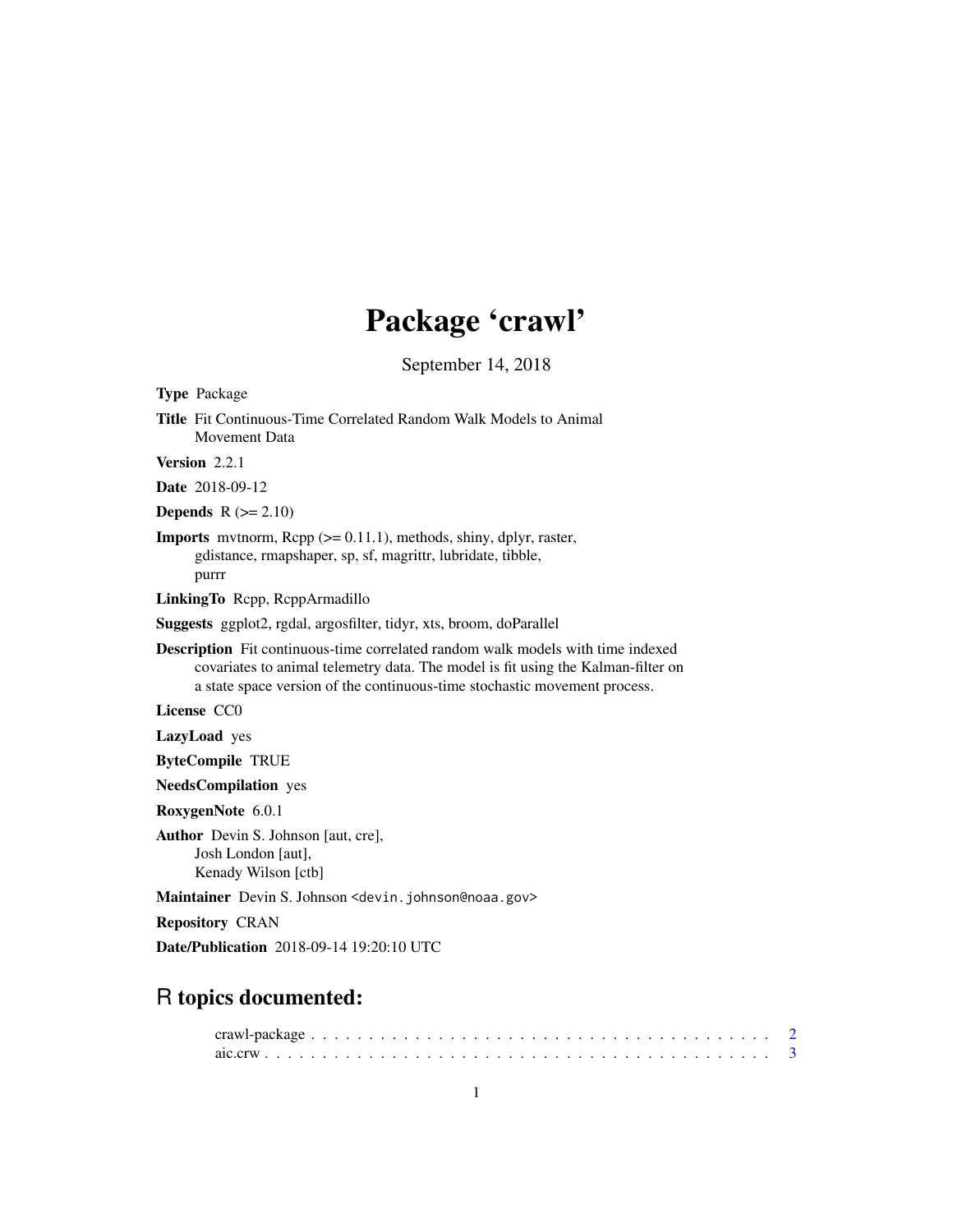# Package 'crawl'

September 14, 2018

**Type** Package

**Title** Fit Continuous-Time Correlated Random Walk Models to Animal Movement Data

**Version** 2.2.1

**Date** 2018-09-12

**Depends** R (>= 2.10)

**Imports** mvtnorm, Rcpp (>= 0.11.1), methods, shiny, dplyr, raster, gdistance, rmapshaper, sp, sf, magrittr, lubridate, tibble, purrr

**LinkingTo** Rcpp, RcppArmadillo

**Suggests** ggplot2, rgdal, argosfilter, tidyr, xts, broom, doParallel

**Description** Fit continuous-time correlated random walk models with time indexed covariates to animal telemetry data. The model is fit using the Kalman-filter on a state space version of the continuous-time stochastic movement process.

**License** CC0

**LazyLoad** yes

**ByteCompile** TRUE

**NeedsCompilation** yes

**RoxygenNote** 6.0.1

**Author** Devin S. Johnson [aut, cre],
Josh London [aut],
Kenady Wilson [ctb]

**Maintainer** Devin S. Johnson <devin.johnson@noaa.gov>

**Repository** CRAN

**Date/Publication** 2018-09-14 19:20:10 UTC

## R topics documented:

crawl-package . . . . . . . . . . . . . . . . . . . . . . . . . . . . . . . . . . . . . . . . 2
aic.crw . . . . . . . . . . . . . . . . . . . . . . . . . . . . . . . . . . . . . . . . . . . 3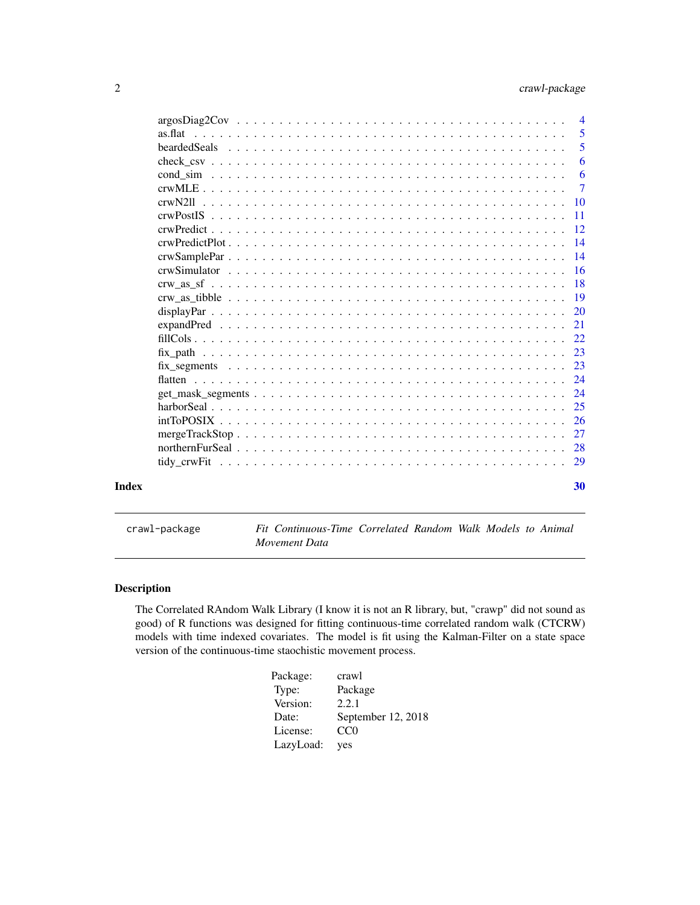argosDiag2Cov . . . . . . . . . . . . . . . . . . . . . . . . . . . . . . . . . . . . . . 4
as.flat . . . . . . . . . . . . . . . . . . . . . . . . . . . . . . . . . . . . . . . . . . 5
beardedSeals . . . . . . . . . . . . . . . . . . . . . . . . . . . . . . . . . . . . . . . 5
check_csv . . . . . . . . . . . . . . . . . . . . . . . . . . . . . . . . . . . . . . . . 6
cond_sim . . . . . . . . . . . . . . . . . . . . . . . . . . . . . . . . . . . . . . . . 6
crwMLE . . . . . . . . . . . . . . . . . . . . . . . . . . . . . . . . . . . . . . . . . 7
crwN2ll . . . . . . . . . . . . . . . . . . . . . . . . . . . . . . . . . . . . . . . . . 10
crwPostIS . . . . . . . . . . . . . . . . . . . . . . . . . . . . . . . . . . . . . . . . 11
crwPredict . . . . . . . . . . . . . . . . . . . . . . . . . . . . . . . . . . . . . . . . 12
crwPredictPlot . . . . . . . . . . . . . . . . . . . . . . . . . . . . . . . . . . . . . . 14
crwSamplePar . . . . . . . . . . . . . . . . . . . . . . . . . . . . . . . . . . . . . . . 14
crwSimulator . . . . . . . . . . . . . . . . . . . . . . . . . . . . . . . . . . . . . . . 16
crw_as_sf . . . . . . . . . . . . . . . . . . . . . . . . . . . . . . . . . . . . . . . . 18
crw_as_tibble . . . . . . . . . . . . . . . . . . . . . . . . . . . . . . . . . . . . . . 19
displayPar . . . . . . . . . . . . . . . . . . . . . . . . . . . . . . . . . . . . . . . . 20
expandPred . . . . . . . . . . . . . . . . . . . . . . . . . . . . . . . . . . . . . . . . 21
fillCols . . . . . . . . . . . . . . . . . . . . . . . . . . . . . . . . . . . . . . . . . 22
fix_path . . . . . . . . . . . . . . . . . . . . . . . . . . . . . . . . . . . . . . . . . 23
fix_segments . . . . . . . . . . . . . . . . . . . . . . . . . . . . . . . . . . . . . . . 23
flatten . . . . . . . . . . . . . . . . . . . . . . . . . . . . . . . . . . . . . . . . . . 24
get_mask_segments . . . . . . . . . . . . . . . . . . . . . . . . . . . . . . . . . . . . 24
harborSeal . . . . . . . . . . . . . . . . . . . . . . . . . . . . . . . . . . . . . . . . 25
intToPOSIX . . . . . . . . . . . . . . . . . . . . . . . . . . . . . . . . . . . . . . . . 26
mergeTrackStop . . . . . . . . . . . . . . . . . . . . . . . . . . . . . . . . . . . . . . 27
northernFurSeal . . . . . . . . . . . . . . . . . . . . . . . . . . . . . . . . . . . . . . 28
tidy_crwFit . . . . . . . . . . . . . . . . . . . . . . . . . . . . . . . . . . . . . . . . 29

**Index** **30**

---

`crawl-package` *Fit Continuous-Time Correlated Random Walk Models to Animal Movement Data*

---

## Description

The Correlated RAndom Walk Library (I know it is not an R library, but, "crawp" did not sound as good) of R functions was designed for fitting continuous-time correlated random walk (CTCRW) models with time indexed covariates. The model is fit using the Kalman-Filter on a state space version of the continuous-time staochistic movement process.

| | |
|---|---|
| Package: | crawl |
| Type: | Package |
| Version: | 2.2.1 |
| Date: | September 12, 2018 |
| License: | CC0 |
| LazyLoad: | yes |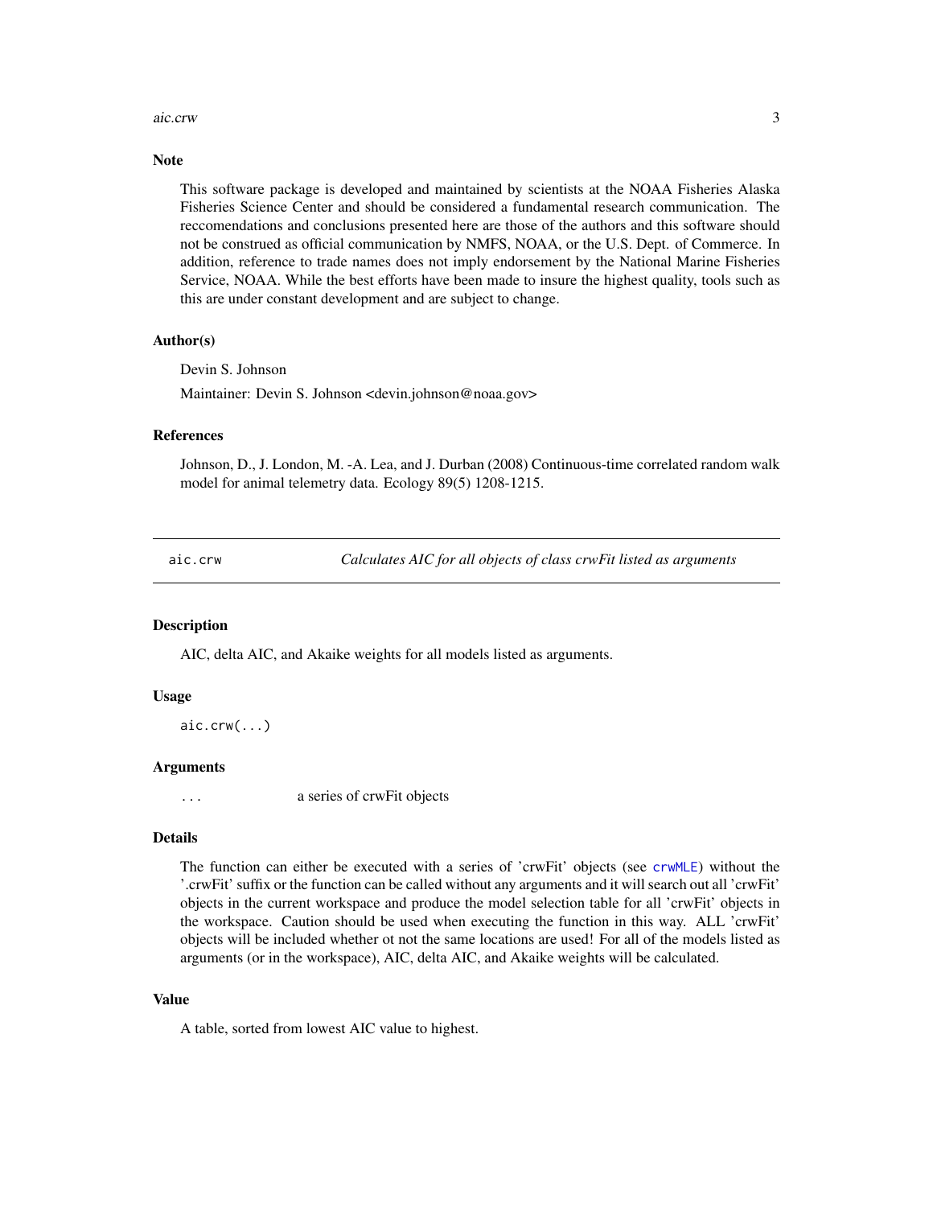## Note

This software package is developed and maintained by scientists at the NOAA Fisheries Alaska Fisheries Science Center and should be considered a fundamental research communication. The reccomendations and conclusions presented here are those of the authors and this software should not be construed as official communication by NMFS, NOAA, or the U.S. Dept. of Commerce. In addition, reference to trade names does not imply endorsement by the National Marine Fisheries Service, NOAA. While the best efforts have been made to insure the highest quality, tools such as this are under constant development and are subject to change.

## Author(s)

Devin S. Johnson

Maintainer: Devin S. Johnson <devin.johnson@noaa.gov>

## References

Johnson, D., J. London, M. -A. Lea, and J. Durban (2008) Continuous-time correlated random walk model for animal telemetry data. Ecology 89(5) 1208-1215.

---

# aic.crw — *Calculates AIC for all objects of class crwFit listed as arguments*

## Description

AIC, delta AIC, and Akaike weights for all models listed as arguments.

## Usage

```
aic.crw(...)
```

## Arguments

| | |
|---|---|
| `...` | a series of crwFit objects |

## Details

The function can either be executed with a series of 'crwFit' objects (see `crwMLE`) without the '.crwFit' suffix or the function can be called without any arguments and it will search out all 'crwFit' objects in the current workspace and produce the model selection table for all 'crwFit' objects in the workspace. Caution should be used when executing the function in this way. ALL 'crwFit' objects will be included whether ot not the same locations are used! For all of the models listed as arguments (or in the workspace), AIC, delta AIC, and Akaike weights will be calculated.

## Value

A table, sorted from lowest AIC value to highest.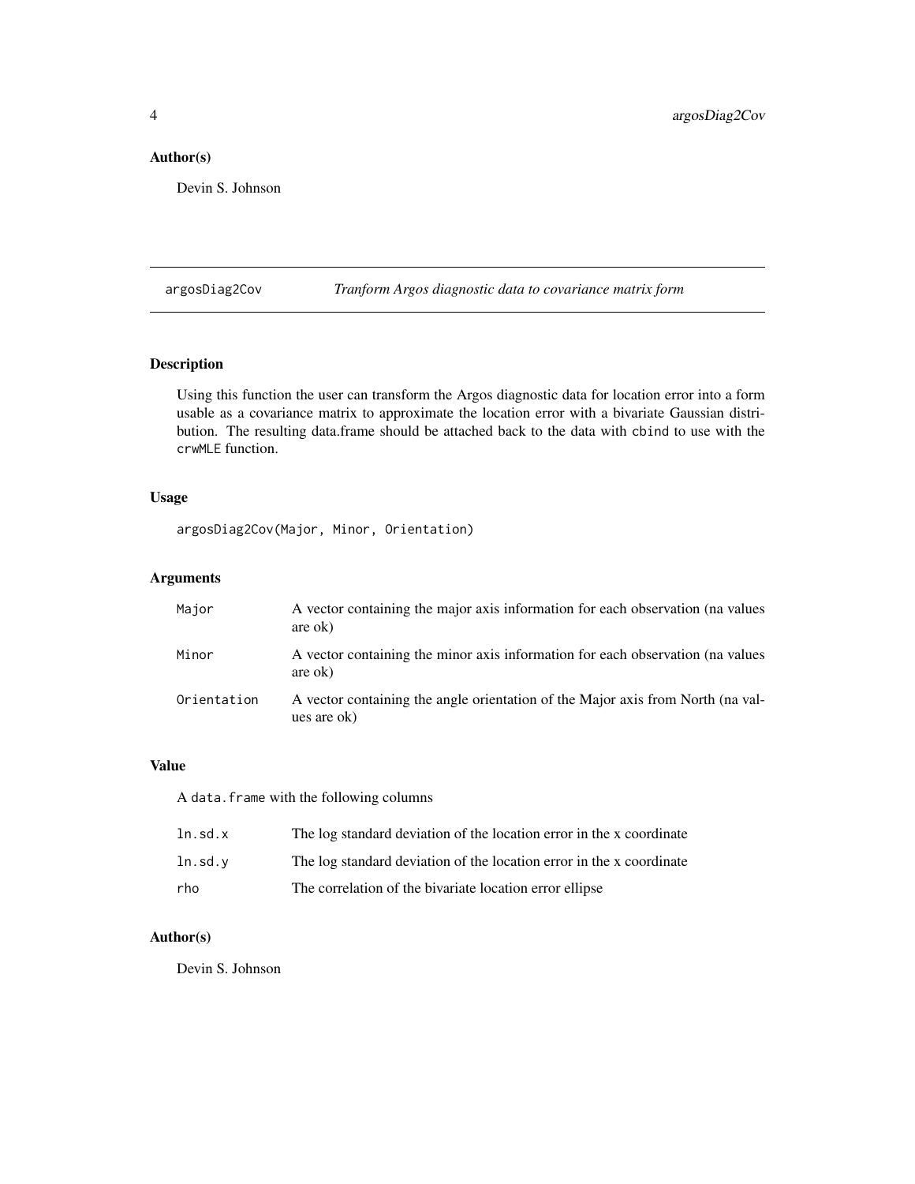## Author(s)

Devin S. Johnson

---

## argosDiag2Cov *Tranform Argos diagnostic data to covariance matrix form*

---

### Description

Using this function the user can transform the Argos diagnostic data for location error into a form usable as a covariance matrix to approximate the location error with a bivariate Gaussian distribution. The resulting data.frame should be attached back to the data with `cbind` to use with the `crwMLE` function.

### Usage

```
argosDiag2Cov(Major, Minor, Orientation)
```

### Arguments

| | |
|---|---|
| `Major` | A vector containing the major axis information for each observation (na values are ok) |
| `Minor` | A vector containing the minor axis information for each observation (na values are ok) |
| `Orientation` | A vector containing the angle orientation of the Major axis from North (na values are ok) |

### Value

A `data.frame` with the following columns

| | |
|---|---|
| `ln.sd.x` | The log standard deviation of the location error in the x coordinate |
| `ln.sd.y` | The log standard deviation of the location error in the x coordinate |
| `rho` | The correlation of the bivariate location error ellipse |

### Author(s)

Devin S. Johnson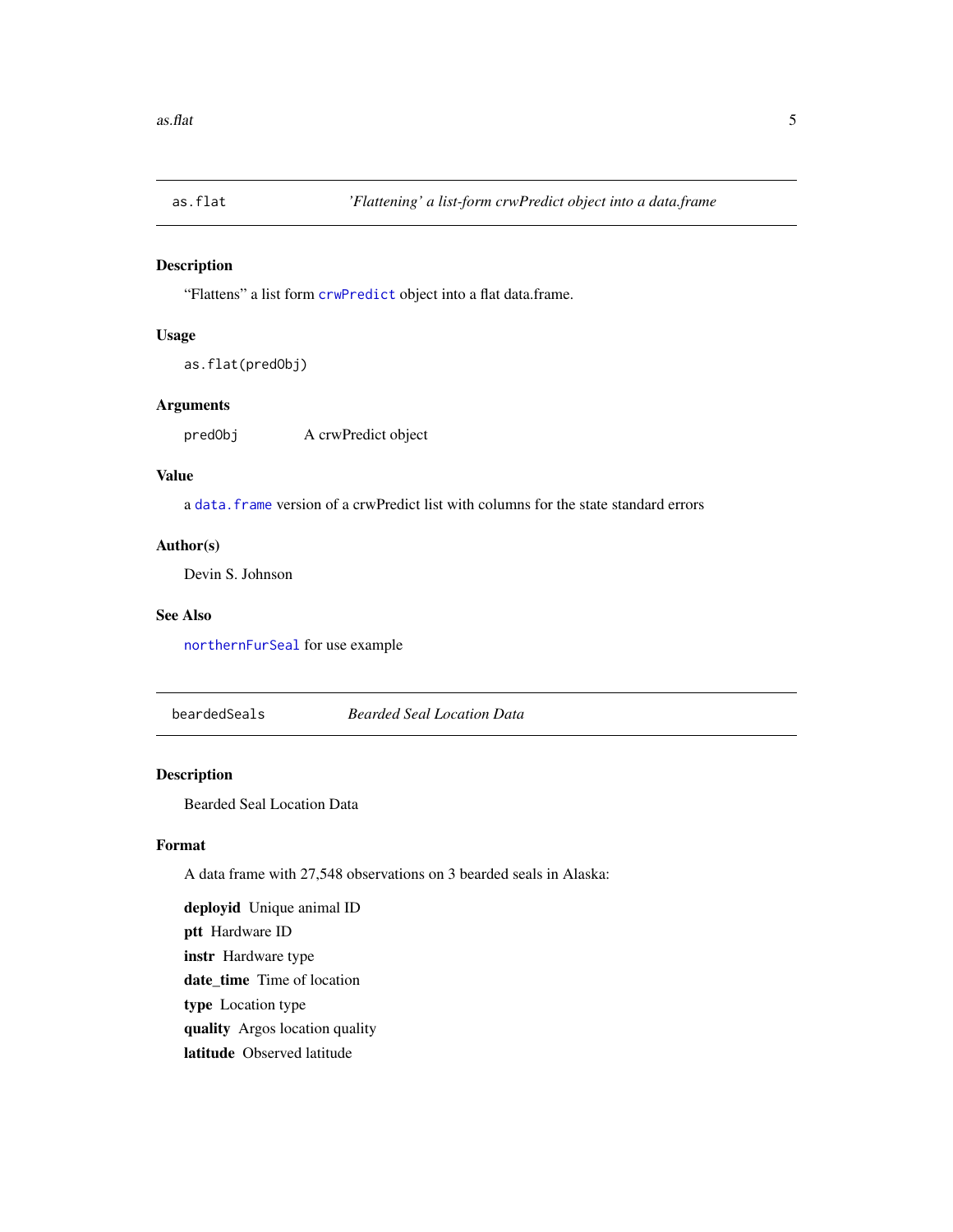## as.flat — *'Flattening' a list-form crwPredict object into a data.frame*

### Description

"Flattens" a list form `crwPredict` object into a flat data.frame.

### Usage

```
as.flat(predObj)
```

### Arguments

| | |
|---|---|
| `predObj` | A crwPredict object |

### Value

a `data.frame` version of a crwPredict list with columns for the state standard errors

### Author(s)

Devin S. Johnson

### See Also

`northernFurSeal` for use example

## beardedSeals — *Bearded Seal Location Data*

### Description

Bearded Seal Location Data

### Format

A data frame with 27,548 observations on 3 bearded seals in Alaska:

**deployid** Unique animal ID

**ptt** Hardware ID

**instr** Hardware type

**date_time** Time of location

**type** Location type

**quality** Argos location quality

**latitude** Observed latitude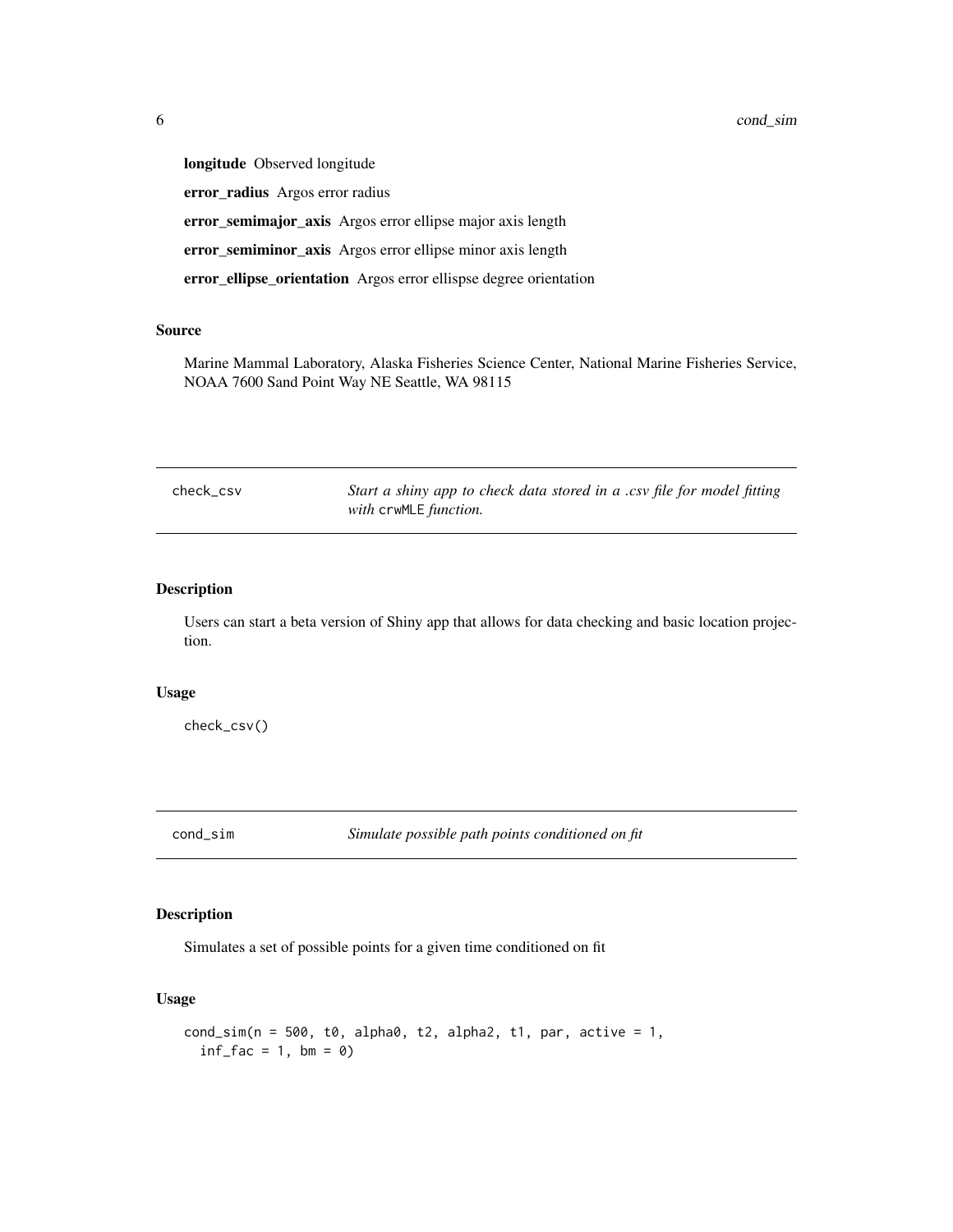**longitude** Observed longitude

**error_radius** Argos error radius

**error_semimajor_axis** Argos error ellipse major axis length

**error_semiminor_axis** Argos error ellipse minor axis length

**error_ellipse_orientation** Argos error ellispse degree orientation

### Source

Marine Mammal Laboratory, Alaska Fisheries Science Center, National Marine Fisheries Service, NOAA 7600 Sand Point Way NE Seattle, WA 98115

---

## check_csv — *Start a shiny app to check data stored in a .csv file for model fitting with* `crwMLE` *function.*

### Description

Users can start a beta version of Shiny app that allows for data checking and basic location projection.

### Usage

```
check_csv()
```

---

## cond_sim — *Simulate possible path points conditioned on fit*

### Description

Simulates a set of possible points for a given time conditioned on fit

### Usage

```
cond_sim(n = 500, t0, alpha0, t2, alpha2, t1, par, active = 1,
  inf_fac = 1, bm = 0)
```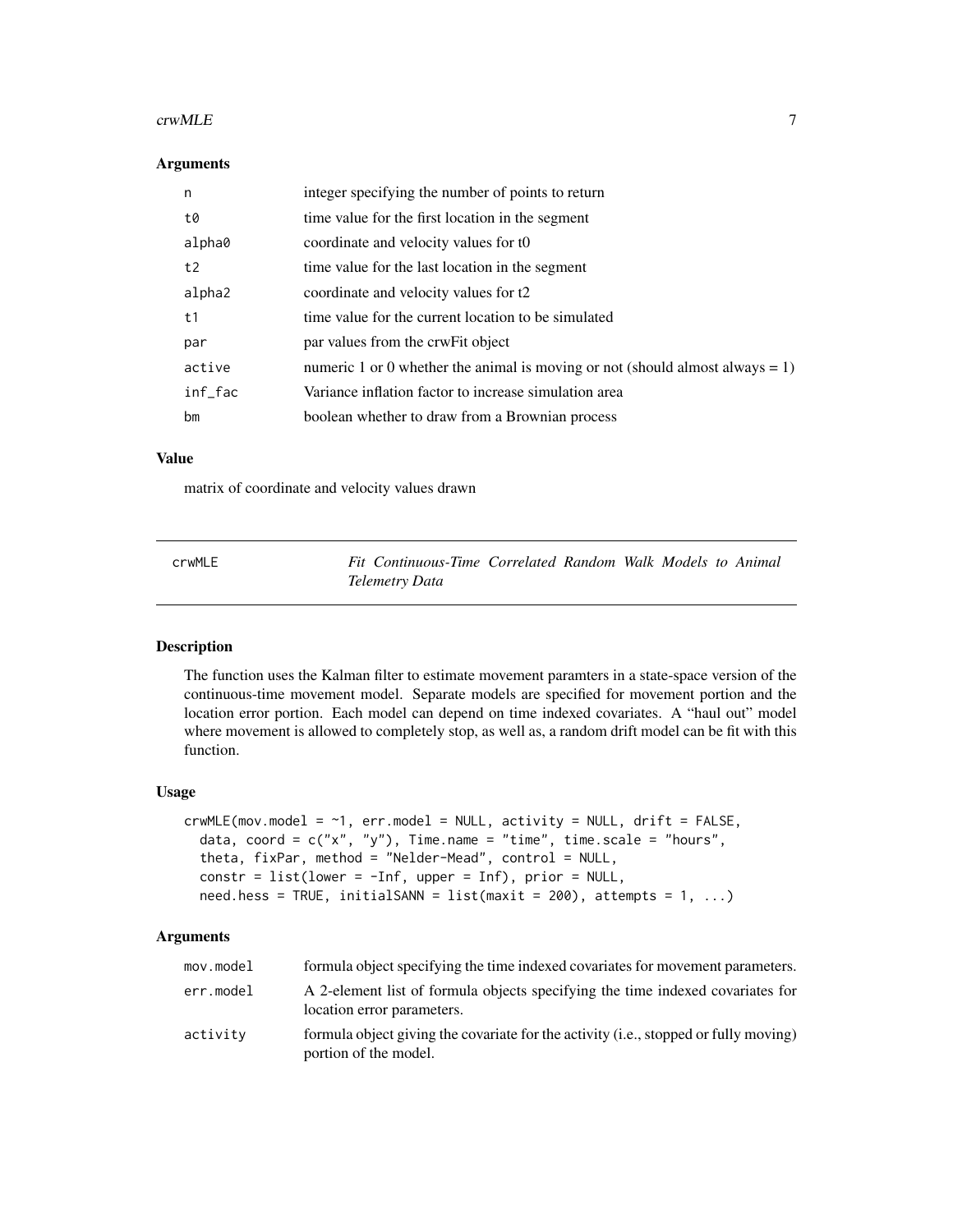### Arguments

| | |
|---|---|
| n | integer specifying the number of points to return |
| t0 | time value for the first location in the segment |
| alpha0 | coordinate and velocity values for t0 |
| t2 | time value for the last location in the segment |
| alpha2 | coordinate and velocity values for t2 |
| t1 | time value for the current location to be simulated |
| par | par values from the crwFit object |
| active | numeric 1 or 0 whether the animal is moving or not (should almost always = 1) |
| inf_fac | Variance inflation factor to increase simulation area |
| bm | boolean whether to draw from a Brownian process |

### Value

matrix of coordinate and velocity values drawn

---

## crwMLE — *Fit Continuous-Time Correlated Random Walk Models to Animal Telemetry Data*

### Description

The function uses the Kalman filter to estimate movement paramters in a state-space version of the continuous-time movement model. Separate models are specified for movement portion and the location error portion. Each model can depend on time indexed covariates. A "haul out" model where movement is allowed to completely stop, as well as, a random drift model can be fit with this function.

### Usage

```
crwMLE(mov.model = ~1, err.model = NULL, activity = NULL, drift = FALSE,
  data, coord = c("x", "y"), Time.name = "time", time.scale = "hours",
  theta, fixPar, method = "Nelder-Mead", control = NULL,
  constr = list(lower = -Inf, upper = Inf), prior = NULL,
  need.hess = TRUE, initialSANN = list(maxit = 200), attempts = 1, ...)
```

### Arguments

| | |
|---|---|
| mov.model | formula object specifying the time indexed covariates for movement parameters. |
| err.model | A 2-element list of formula objects specifying the time indexed covariates for location error parameters. |
| activity | formula object giving the covariate for the activity (i.e., stopped or fully moving) portion of the model. |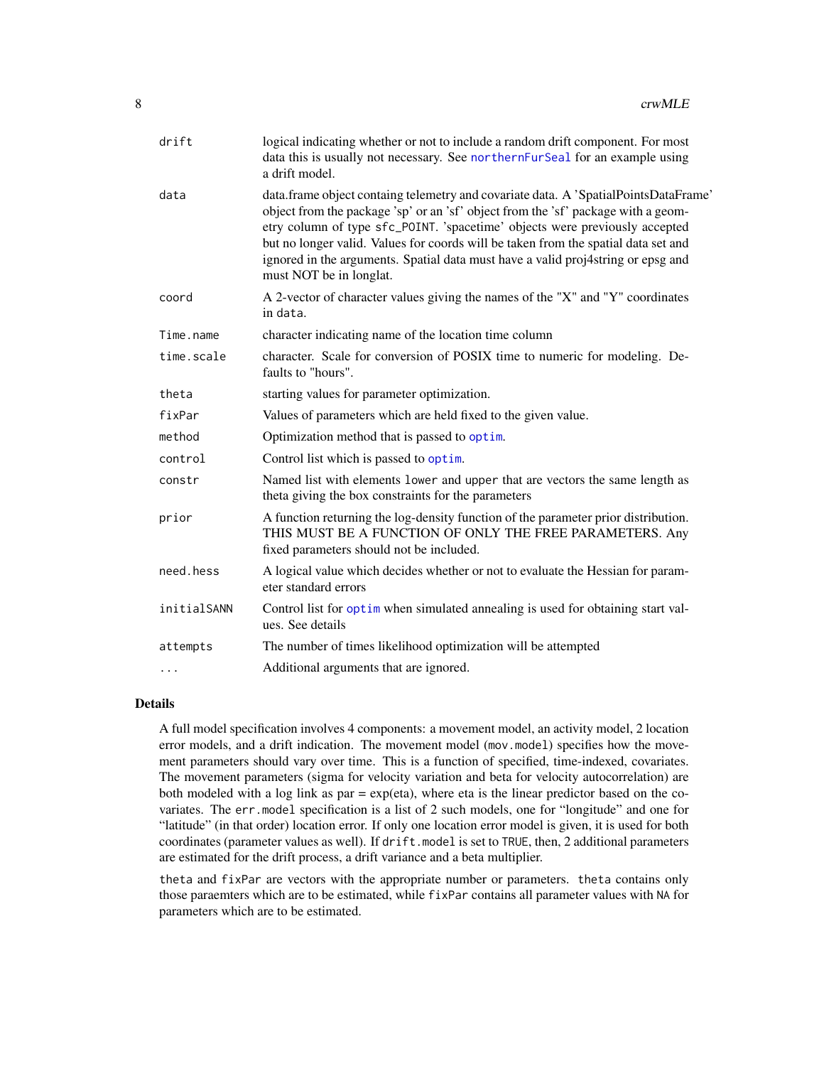| | |
|---|---|
| `drift` | logical indicating whether or not to include a random drift component. For most data this is usually not necessary. See `northernFurSeal` for an example using a drift model. |
| `data` | data.frame object containg telemetry and covariate data. A 'SpatialPointsDataFrame' object from the package 'sp' or an 'sf' object from the 'sf' package with a geometry column of type `sfc_POINT`. 'spacetime' objects were previously accepted but no longer valid. Values for coords will be taken from the spatial data set and ignored in the arguments. Spatial data must have a valid proj4string or epsg and must NOT be in longlat. |
| `coord` | A 2-vector of character values giving the names of the "X" and "Y" coordinates in `data`. |
| `Time.name` | character indicating name of the location time column |
| `time.scale` | character. Scale for conversion of POSIX time to numeric for modeling. Defaults to "hours". |
| `theta` | starting values for parameter optimization. |
| `fixPar` | Values of parameters which are held fixed to the given value. |
| `method` | Optimization method that is passed to `optim`. |
| `control` | Control list which is passed to `optim`. |
| `constr` | Named list with elements `lower` and `upper` that are vectors the same length as theta giving the box constraints for the parameters |
| `prior` | A function returning the log-density function of the parameter prior distribution. THIS MUST BE A FUNCTION OF ONLY THE FREE PARAMETERS. Any fixed parameters should not be included. |
| `need.hess` | A logical value which decides whether or not to evaluate the Hessian for parameter standard errors |
| `initialSANN` | Control list for `optim` when simulated annealing is used for obtaining start values. See details |
| `attempts` | The number of times likelihood optimization will be attempted |
| `...` | Additional arguments that are ignored. |

## Details

A full model specification involves 4 components: a movement model, an activity model, 2 location error models, and a drift indication. The movement model (`mov.model`) specifies how the movement parameters should vary over time. This is a function of specified, time-indexed, covariates. The movement parameters (sigma for velocity variation and beta for velocity autocorrelation) are both modeled with a log link as par = exp(eta), where eta is the linear predictor based on the covariates. The `err.model` specification is a list of 2 such models, one for "longitude" and one for "latitude" (in that order) location error. If only one location error model is given, it is used for both coordinates (parameter values as well). If `drift.model` is set to `TRUE`, then, 2 additional parameters are estimated for the drift process, a drift variance and a beta multiplier.

`theta` and `fixPar` are vectors with the appropriate number or parameters. `theta` contains only those paraemters which are to be estimated, while `fixPar` contains all parameter values with `NA` for parameters which are to be estimated.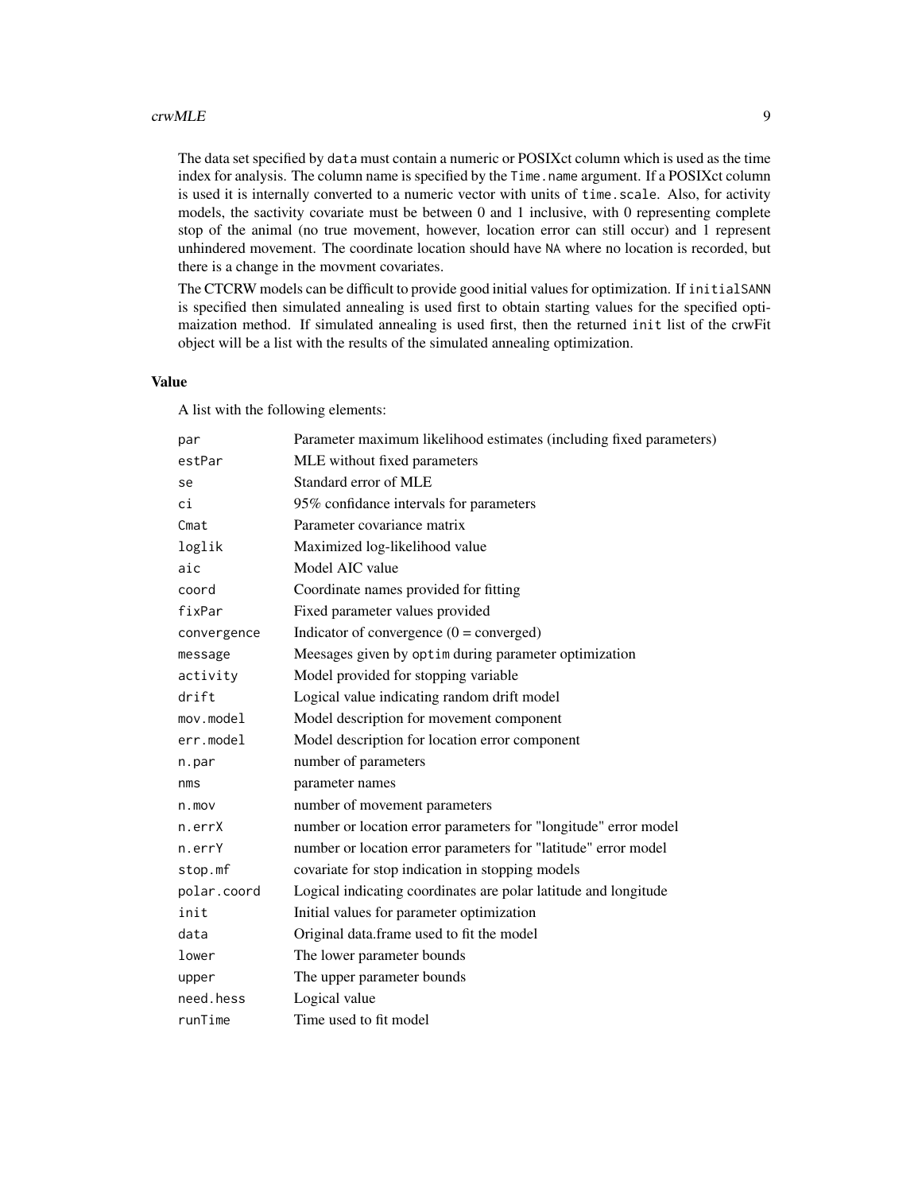The data set specified by `data` must contain a numeric or POSIXct column which is used as the time index for analysis. The column name is specified by the `Time.name` argument. If a POSIXct column is used it is internally converted to a numeric vector with units of `time.scale`. Also, for activity models, the sactivity covariate must be between 0 and 1 inclusive, with 0 representing complete stop of the animal (no true movement, however, location error can still occur) and 1 represent unhindered movement. The coordinate location should have `NA` where no location is recorded, but there is a change in the movment covariates.

The CTCRW models can be difficult to provide good initial values for optimization. If `initialSANN` is specified then simulated annealing is used first to obtain starting values for the specified optimaization method. If simulated annealing is used first, then the returned `init` list of the crwFit object will be a list with the results of the simulated annealing optimization.

### Value

A list with the following elements:

| | |
|---|---|
| `par` | Parameter maximum likelihood estimates (including fixed parameters) |
| `estPar` | MLE without fixed parameters |
| `se` | Standard error of MLE |
| `ci` | 95% confidance intervals for parameters |
| `Cmat` | Parameter covariance matrix |
| `loglik` | Maximized log-likelihood value |
| `aic` | Model AIC value |
| `coord` | Coordinate names provided for fitting |
| `fixPar` | Fixed parameter values provided |
| `convergence` | Indicator of convergence (0 = converged) |
| `message` | Meesages given by `optim` during parameter optimization |
| `activity` | Model provided for stopping variable |
| `drift` | Logical value indicating random drift model |
| `mov.model` | Model description for movement component |
| `err.model` | Model description for location error component |
| `n.par` | number of parameters |
| `nms` | parameter names |
| `n.mov` | number of movement parameters |
| `n.errX` | number or location error parameters for "longitude" error model |
| `n.errY` | number or location error parameters for "latitude" error model |
| `stop.mf` | covariate for stop indication in stopping models |
| `polar.coord` | Logical indicating coordinates are polar latitude and longitude |
| `init` | Initial values for parameter optimization |
| `data` | Original data.frame used to fit the model |
| `lower` | The lower parameter bounds |
| `upper` | The upper parameter bounds |
| `need.hess` | Logical value |
| `runTime` | Time used to fit model |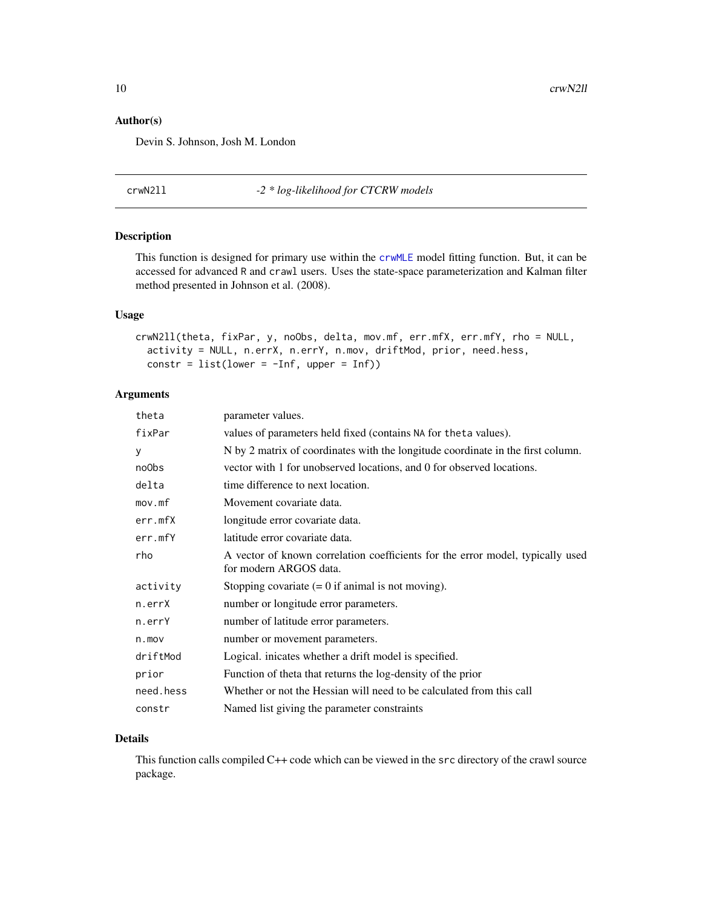## Author(s)

Devin S. Johnson, Josh M. London

---

# crwN2ll — *-2 * log-likelihood for CTCRW models*

---

### Description

This function is designed for primary use within the crwMLE model fitting function. But, it can be accessed for advanced R and crawl users. Uses the state-space parameterization and Kalman filter method presented in Johnson et al. (2008).

### Usage

```
crwN2ll(theta, fixPar, y, noObs, delta, mov.mf, err.mfX, err.mfY, rho = NULL,
  activity = NULL, n.errX, n.errY, n.mov, driftMod, prior, need.hess,
  constr = list(lower = -Inf, upper = Inf))
```

### Arguments

| | |
|---|---|
| theta | parameter values. |
| fixPar | values of parameters held fixed (contains NA for theta values). |
| y | N by 2 matrix of coordinates with the longitude coordinate in the first column. |
| noObs | vector with 1 for unobserved locations, and 0 for observed locations. |
| delta | time difference to next location. |
| mov.mf | Movement covariate data. |
| err.mfX | longitude error covariate data. |
| err.mfY | latitude error covariate data. |
| rho | A vector of known correlation coefficients for the error model, typically used for modern ARGOS data. |
| activity | Stopping covariate (= 0 if animal is not moving). |
| n.errX | number or longitude error parameters. |
| n.errY | number of latitude error parameters. |
| n.mov | number or movement parameters. |
| driftMod | Logical. inicates whether a drift model is specified. |
| prior | Function of theta that returns the log-density of the prior |
| need.hess | Whether or not the Hessian will need to be calculated from this call |
| constr | Named list giving the parameter constraints |

### Details

This function calls compiled C++ code which can be viewed in the src directory of the crawl source package.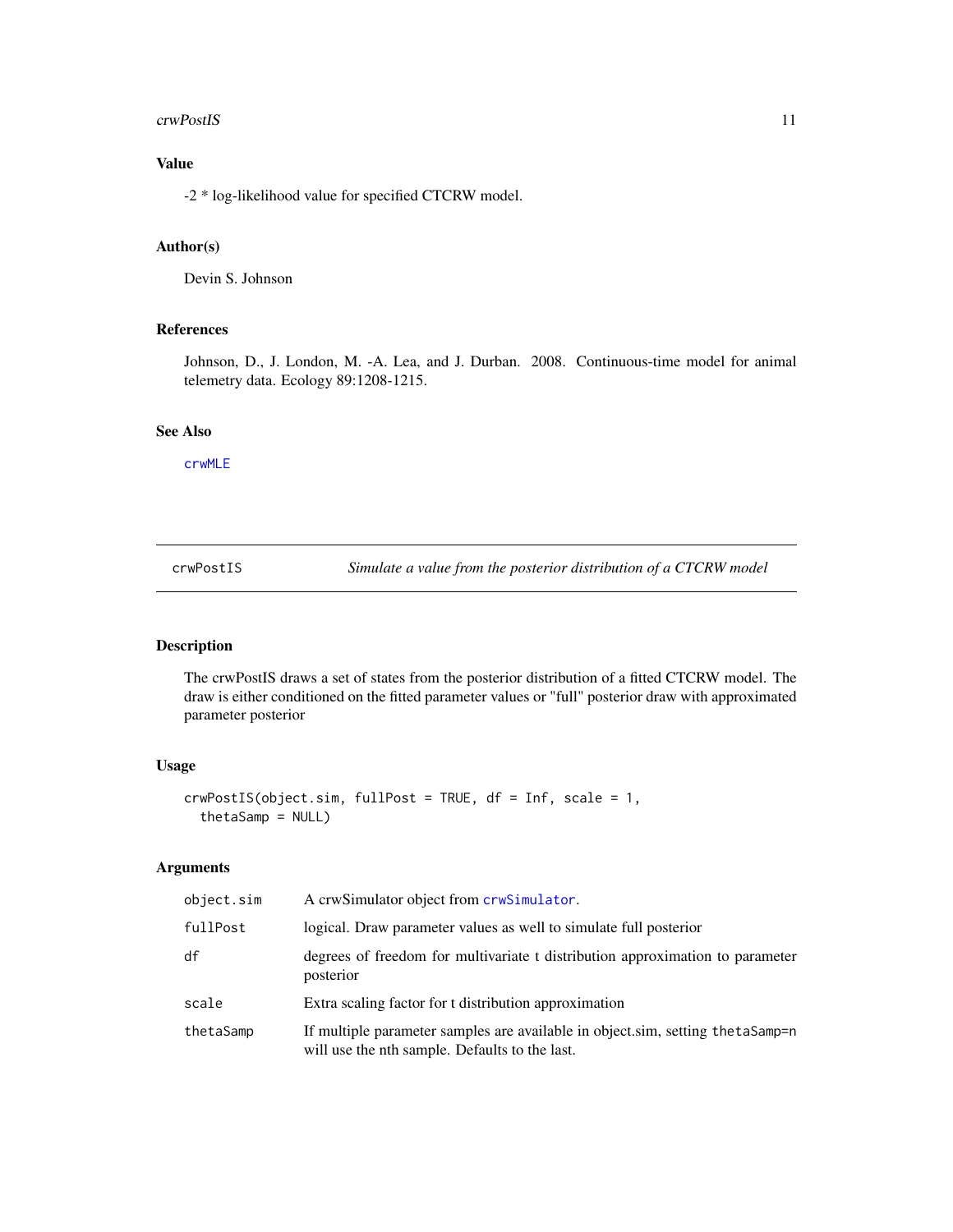## Value

-2 * log-likelihood value for specified CTCRW model.

## Author(s)

Devin S. Johnson

## References

Johnson, D., J. London, M. -A. Lea, and J. Durban. 2008. Continuous-time model for animal telemetry data. Ecology 89:1208-1215.

## See Also

crwMLE

---

# crwPostIS — *Simulate a value from the posterior distribution of a CTCRW model*

## Description

The crwPostIS draws a set of states from the posterior distribution of a fitted CTCRW model. The draw is either conditioned on the fitted parameter values or "full" posterior draw with approximated parameter posterior

## Usage

```
crwPostIS(object.sim, fullPost = TRUE, df = Inf, scale = 1,
  thetaSamp = NULL)
```

## Arguments

| | |
|---|---|
| `object.sim` | A crwSimulator object from crwSimulator. |
| `fullPost` | logical. Draw parameter values as well to simulate full posterior |
| `df` | degrees of freedom for multivariate t distribution approximation to parameter posterior |
| `scale` | Extra scaling factor for t distribution approximation |
| `thetaSamp` | If multiple parameter samples are available in object.sim, setting `thetaSamp=n` will use the nth sample. Defaults to the last. |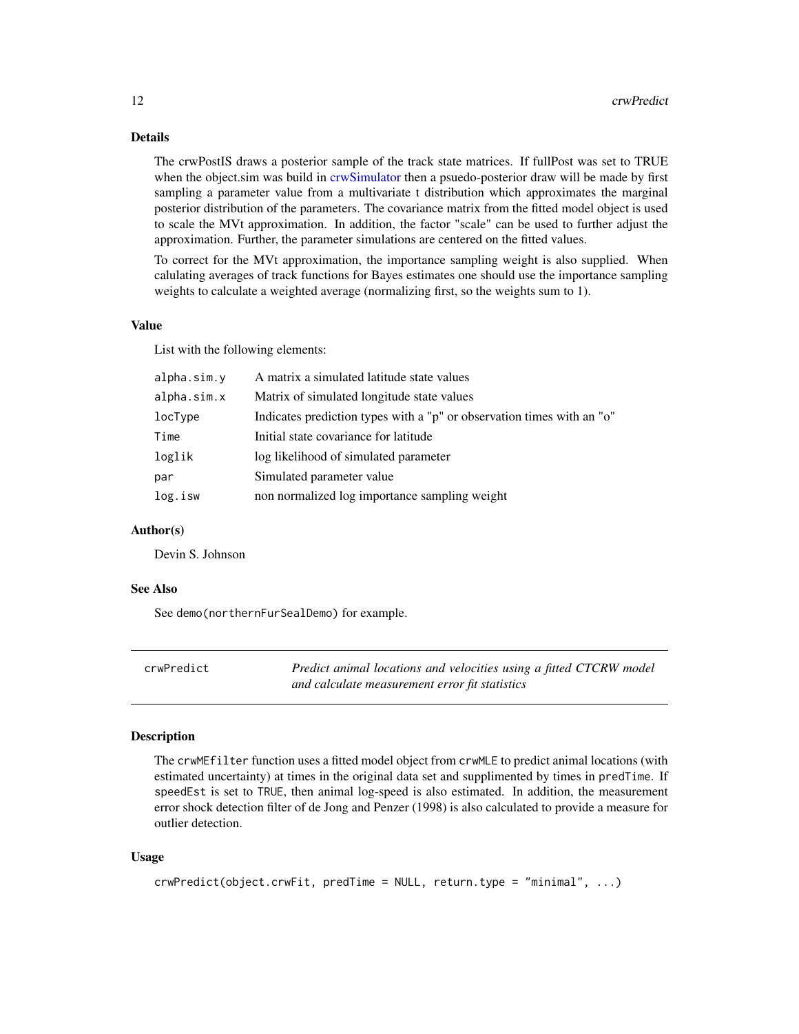### Details

The crwPostIS draws a posterior sample of the track state matrices. If fullPost was set to TRUE when the object.sim was build in crwSimulator then a psuedo-posterior draw will be made by first sampling a parameter value from a multivariate t distribution which approximates the marginal posterior distribution of the parameters. The covariance matrix from the fitted model object is used to scale the MVt approximation. In addition, the factor "scale" can be used to further adjust the approximation. Further, the parameter simulations are centered on the fitted values.

To correct for the MVt approximation, the importance sampling weight is also supplied. When calulating averages of track functions for Bayes estimates one should use the importance sampling weights to calculate a weighted average (normalizing first, so the weights sum to 1).

### Value

List with the following elements:

| | |
|---|---|
| `alpha.sim.y` | A matrix a simulated latitude state values |
| `alpha.sim.x` | Matrix of simulated longitude state values |
| `locType` | Indicates prediction types with a "p" or observation times with an "o" |
| `Time` | Initial state covariance for latitude |
| `loglik` | log likelihood of simulated parameter |
| `par` | Simulated parameter value |
| `log.isw` | non normalized log importance sampling weight |

### Author(s)

Devin S. Johnson

### See Also

See `demo(northernFurSealDemo)` for example.

---

## crwPredict — *Predict animal locations and velocities using a fitted CTCRW model and calculate measurement error fit statistics*

---

### Description

The `crwMEfilter` function uses a fitted model object from `crwMLE` to predict animal locations (with estimated uncertainty) at times in the original data set and supplimented by times in `predTime`. If `speedEst` is set to `TRUE`, then animal log-speed is also estimated. In addition, the measurement error shock detection filter of de Jong and Penzer (1998) is also calculated to provide a measure for outlier detection.

### Usage

```
crwPredict(object.crwFit, predTime = NULL, return.type = "minimal", ...)
```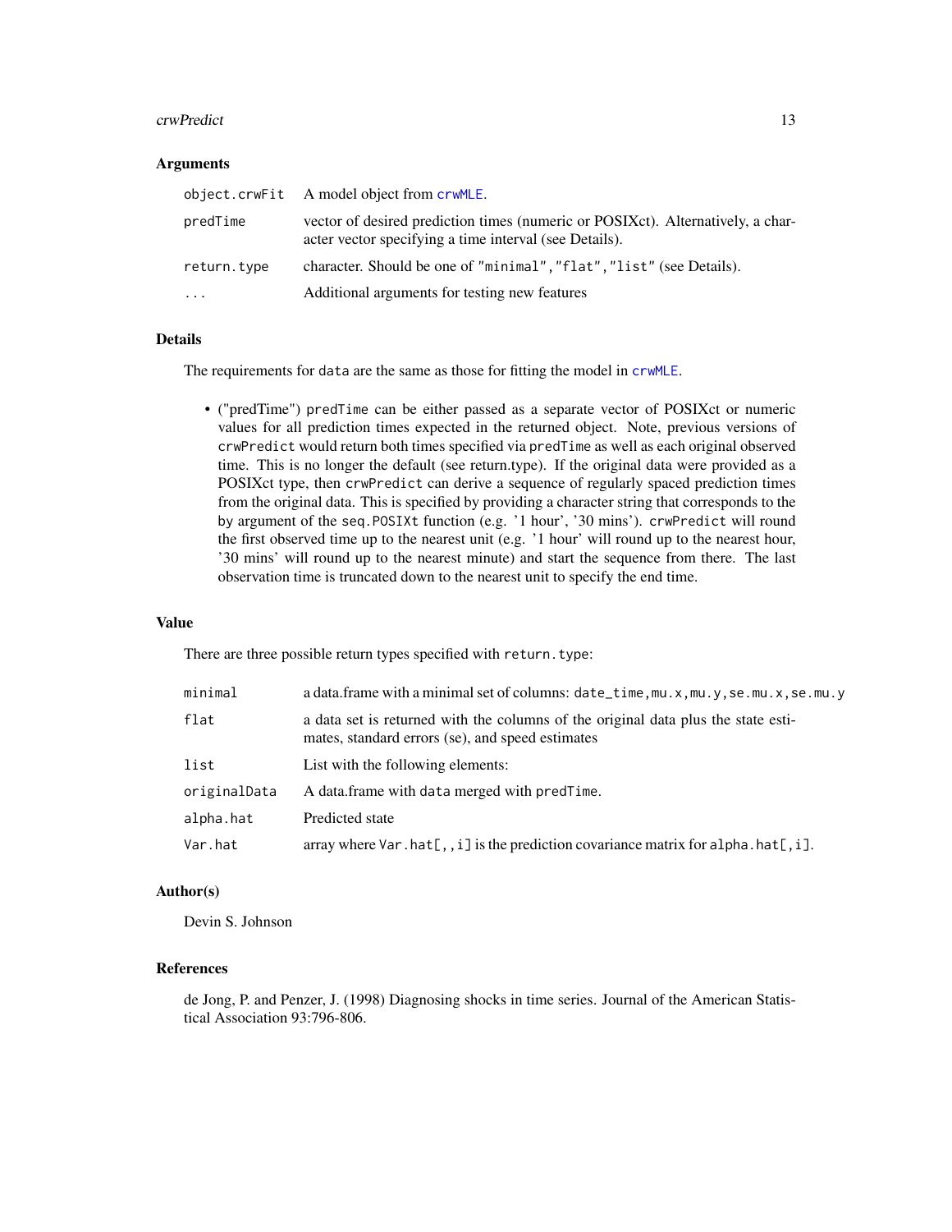### Arguments

| | |
|---|---|
| `object.crwFit` | A model object from `crwMLE`. |
| `predTime` | vector of desired prediction times (numeric or POSIXct). Alternatively, a character vector specifying a time interval (see Details). |
| `return.type` | character. Should be one of `"minimal","flat","list"` (see Details). |
| `...` | Additional arguments for testing new features |

### Details

The requirements for `data` are the same as those for fitting the model in `crwMLE`.

- ("predTime") `predTime` can be either passed as a separate vector of POSIXct or numeric values for all prediction times expected in the returned object. Note, previous versions of `crwPredict` would return both times specified via `predTime` as well as each original observed time. This is no longer the default (see return.type). If the original data were provided as a POSIXct type, then `crwPredict` can derive a sequence of regularly spaced prediction times from the original data. This is specified by providing a character string that corresponds to the `by` argument of the `seq.POSIXt` function (e.g. '1 hour', '30 mins'). `crwPredict` will round the first observed time up to the nearest unit (e.g. '1 hour' will round up to the nearest hour, '30 mins' will round up to the nearest minute) and start the sequence from there. The last observation time is truncated down to the nearest unit to specify the end time.

### Value

There are three possible return types specified with `return.type`:

| | |
|---|---|
| `minimal` | a data.frame with a minimal set of columns: `date_time,mu.x,mu.y,se.mu.x,se.mu.y` |
| `flat` | a data set is returned with the columns of the original data plus the state estimates, standard errors (se), and speed estimates |
| `list` | List with the following elements: |
| `originalData` | A data.frame with `data` merged with `predTime`. |
| `alpha.hat` | Predicted state |
| `Var.hat` | array where `Var.hat[,,i]` is the prediction covariance matrix for `alpha.hat[,i]`. |

### Author(s)

Devin S. Johnson

### References

de Jong, P. and Penzer, J. (1998) Diagnosing shocks in time series. Journal of the American Statistical Association 93:796-806.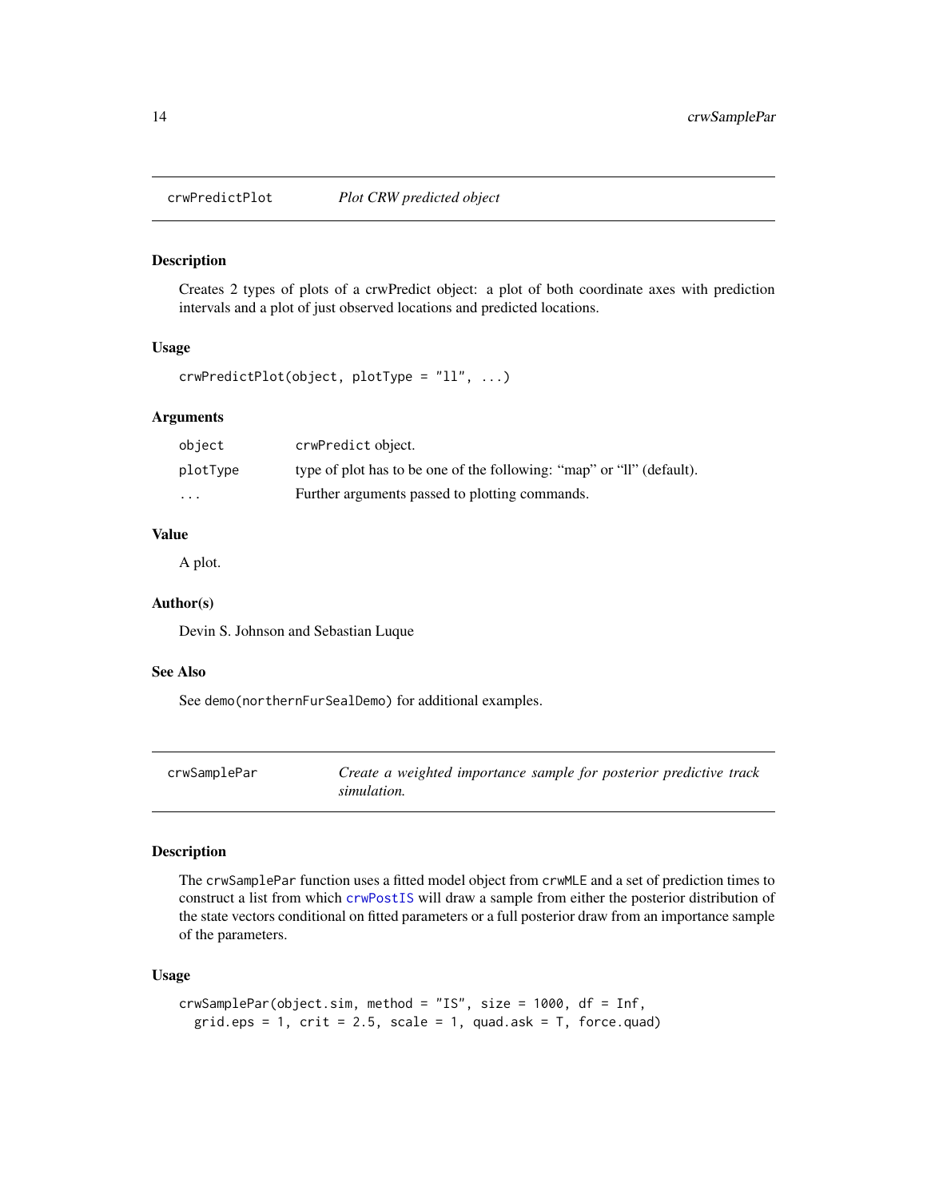## crwPredictPlot *Plot CRW predicted object*

### Description

Creates 2 types of plots of a crwPredict object: a plot of both coordinate axes with prediction intervals and a plot of just observed locations and predicted locations.

### Usage

```
crwPredictPlot(object, plotType = "ll", ...)
```

### Arguments

| | |
|---|---|
| object | crwPredict object. |
| plotType | type of plot has to be one of the following: "map" or "ll" (default). |
| ... | Further arguments passed to plotting commands. |

### Value

A plot.

### Author(s)

Devin S. Johnson and Sebastian Luque

### See Also

See demo(northernFurSealDemo) for additional examples.

## crwSamplePar *Create a weighted importance sample for posterior predictive track simulation.*

### Description

The crwSamplePar function uses a fitted model object from crwMLE and a set of prediction times to construct a list from which crwPostIS will draw a sample from either the posterior distribution of the state vectors conditional on fitted parameters or a full posterior draw from an importance sample of the parameters.

### Usage

```
crwSamplePar(object.sim, method = "IS", size = 1000, df = Inf,
  grid.eps = 1, crit = 2.5, scale = 1, quad.ask = T, force.quad)
```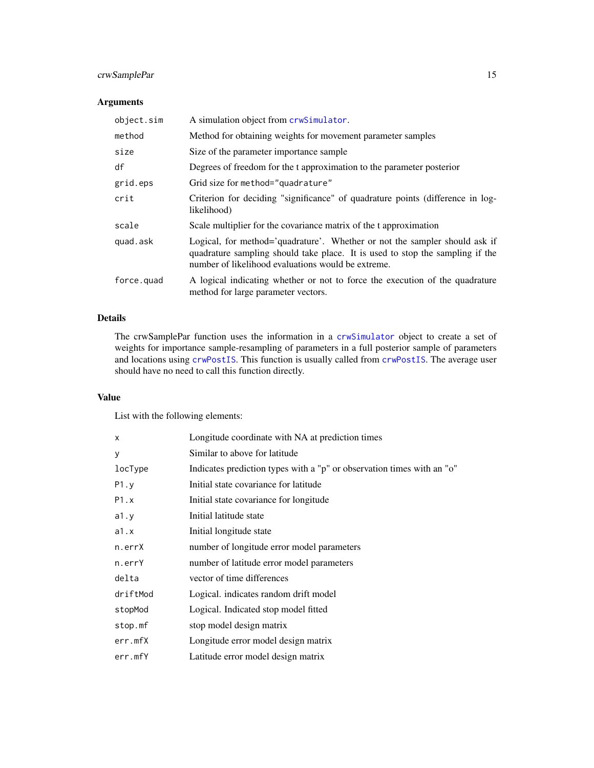## Arguments

| | |
|---|---|
| `object.sim` | A simulation object from `crwSimulator`. |
| `method` | Method for obtaining weights for movement parameter samples |
| `size` | Size of the parameter importance sample |
| `df` | Degrees of freedom for the t approximation to the parameter posterior |
| `grid.eps` | Grid size for `method="quadrature"` |
| `crit` | Criterion for deciding "significance" of quadrature points (difference in log-likelihood) |
| `scale` | Scale multiplier for the covariance matrix of the t approximation |
| `quad.ask` | Logical, for method='quadrature'. Whether or not the sampler should ask if quadrature sampling should take place. It is used to stop the sampling if the number of likelihood evaluations would be extreme. |
| `force.quad` | A logical indicating whether or not to force the execution of the quadrature method for large parameter vectors. |

## Details

The crwSamplePar function uses the information in a `crwSimulator` object to create a set of weights for importance sample-resampling of parameters in a full posterior sample of parameters and locations using `crwPostIS`. This function is usually called from `crwPostIS`. The average user should have no need to call this function directly.

## Value

List with the following elements:

| | |
|---|---|
| `x` | Longitude coordinate with NA at prediction times |
| `y` | Similar to above for latitude |
| `locType` | Indicates prediction types with a "p" or observation times with an "o" |
| `P1.y` | Initial state covariance for latitude |
| `P1.x` | Initial state covariance for longitude |
| `a1.y` | Initial latitude state |
| `a1.x` | Initial longitude state |
| `n.errX` | number of longitude error model parameters |
| `n.errY` | number of latitude error model parameters |
| `delta` | vector of time differences |
| `driftMod` | Logical. indicates random drift model |
| `stopMod` | Logical. Indicated stop model fitted |
| `stop.mf` | stop model design matrix |
| `err.mfX` | Longitude error model design matrix |
| `err.mfY` | Latitude error model design matrix |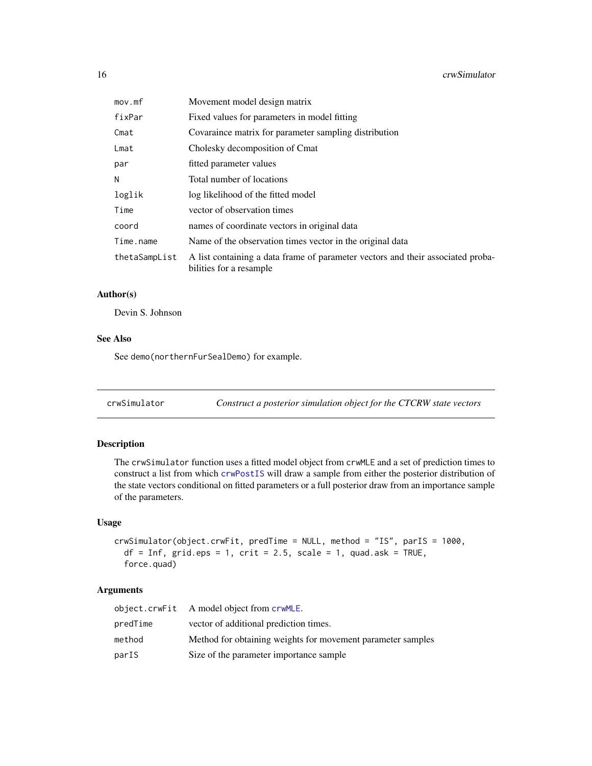| | |
|---|---|
| mov.mf | Movement model design matrix |
| fixPar | Fixed values for parameters in model fitting |
| Cmat | Covaraince matrix for parameter sampling distribution |
| Lmat | Cholesky decomposition of Cmat |
| par | fitted parameter values |
| N | Total number of locations |
| loglik | log likelihood of the fitted model |
| Time | vector of observation times |
| coord | names of coordinate vectors in original data |
| Time.name | Name of the observation times vector in the original data |
| thetaSampList | A list containing a data frame of parameter vectors and their associated probabilities for a resample |

### Author(s)

Devin S. Johnson

### See Also

See demo(northernFurSealDemo) for example.

---

## crwSimulator *Construct a posterior simulation object for the CTCRW state vectors*

---

### Description

The crwSimulator function uses a fitted model object from crwMLE and a set of prediction times to construct a list from which crwPostIS will draw a sample from either the posterior distribution of the state vectors conditional on fitted parameters or a full posterior draw from an importance sample of the parameters.

### Usage

```
crwSimulator(object.crwFit, predTime = NULL, method = "IS", parIS = 1000,
  df = Inf, grid.eps = 1, crit = 2.5, scale = 1, quad.ask = TRUE,
  force.quad)
```

### Arguments

| | |
|---|---|
| object.crwFit | A model object from crwMLE. |
| predTime | vector of additional prediction times. |
| method | Method for obtaining weights for movement parameter samples |
| parIS | Size of the parameter importance sample |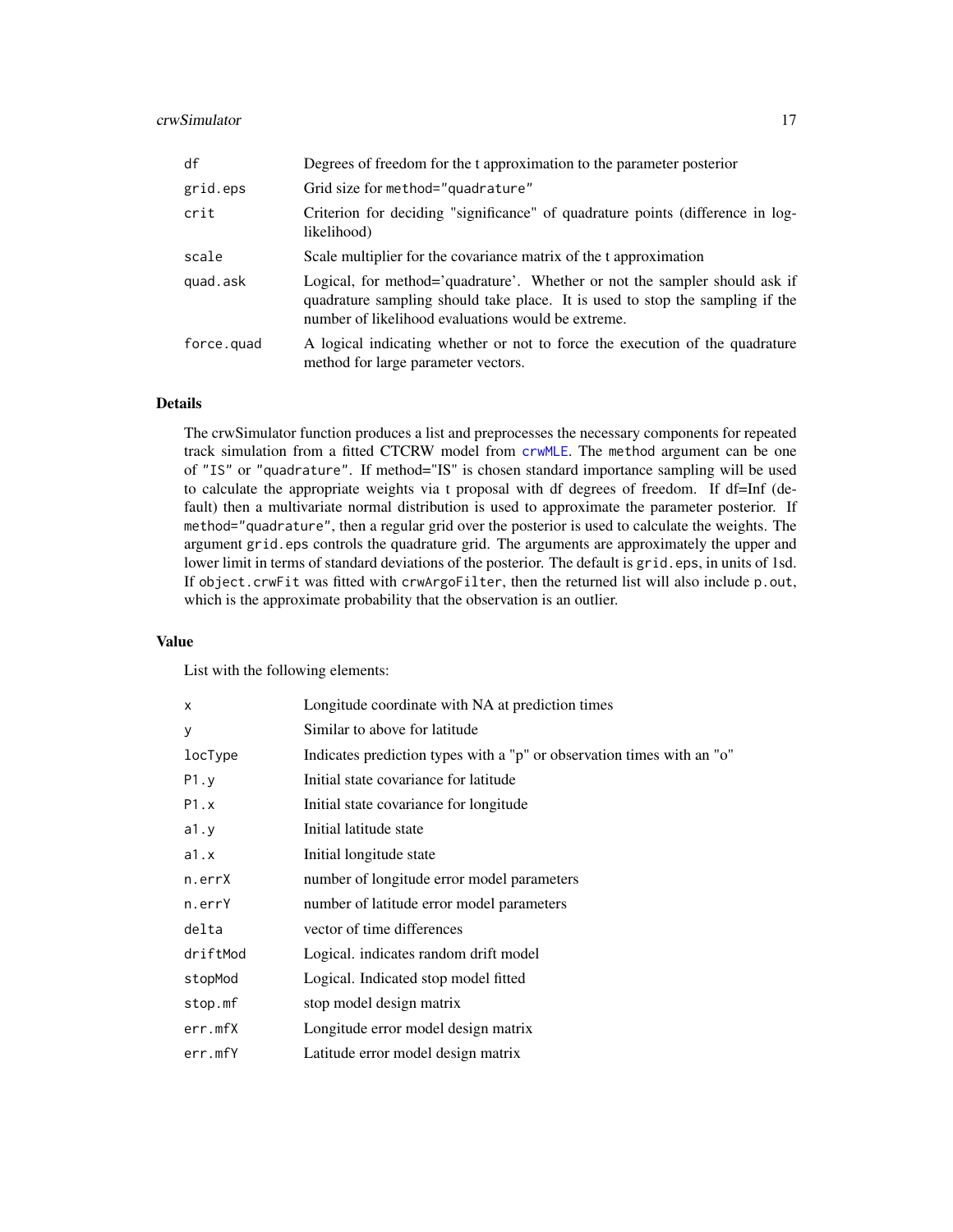| | |
|---|---|
| df | Degrees of freedom for the t approximation to the parameter posterior |
| grid.eps | Grid size for method="quadrature" |
| crit | Criterion for deciding "significance" of quadrature points (difference in log-likelihood) |
| scale | Scale multiplier for the covariance matrix of the t approximation |
| quad.ask | Logical, for method='quadrature'. Whether or not the sampler should ask if quadrature sampling should take place. It is used to stop the sampling if the number of likelihood evaluations would be extreme. |
| force.quad | A logical indicating whether or not to force the execution of the quadrature method for large parameter vectors. |

## Details

The crwSimulator function produces a list and preprocesses the necessary components for repeated track simulation from a fitted CTCRW model from `crwMLE`. The `method` argument can be one of `"IS"` or `"quadrature"`. If method="IS" is chosen standard importance sampling will be used to calculate the appropriate weights via t proposal with df degrees of freedom. If df=Inf (default) then a multivariate normal distribution is used to approximate the parameter posterior. If `method="quadrature"`, then a regular grid over the posterior is used to calculate the weights. The argument `grid.eps` controls the quadrature grid. The arguments are approximately the upper and lower limit in terms of standard deviations of the posterior. The default is `grid.eps`, in units of 1sd. If `object.crwFit` was fitted with `crwArgoFilter`, then the returned list will also include `p.out`, which is the approximate probability that the observation is an outlier.

## Value

List with the following elements:

| | |
|---|---|
| x | Longitude coordinate with NA at prediction times |
| y | Similar to above for latitude |
| locType | Indicates prediction types with a "p" or observation times with an "o" |
| P1.y | Initial state covariance for latitude |
| P1.x | Initial state covariance for longitude |
| a1.y | Initial latitude state |
| a1.x | Initial longitude state |
| n.errX | number of longitude error model parameters |
| n.errY | number of latitude error model parameters |
| delta | vector of time differences |
| driftMod | Logical. indicates random drift model |
| stopMod | Logical. Indicated stop model fitted |
| stop.mf | stop model design matrix |
| err.mfX | Longitude error model design matrix |
| err.mfY | Latitude error model design matrix |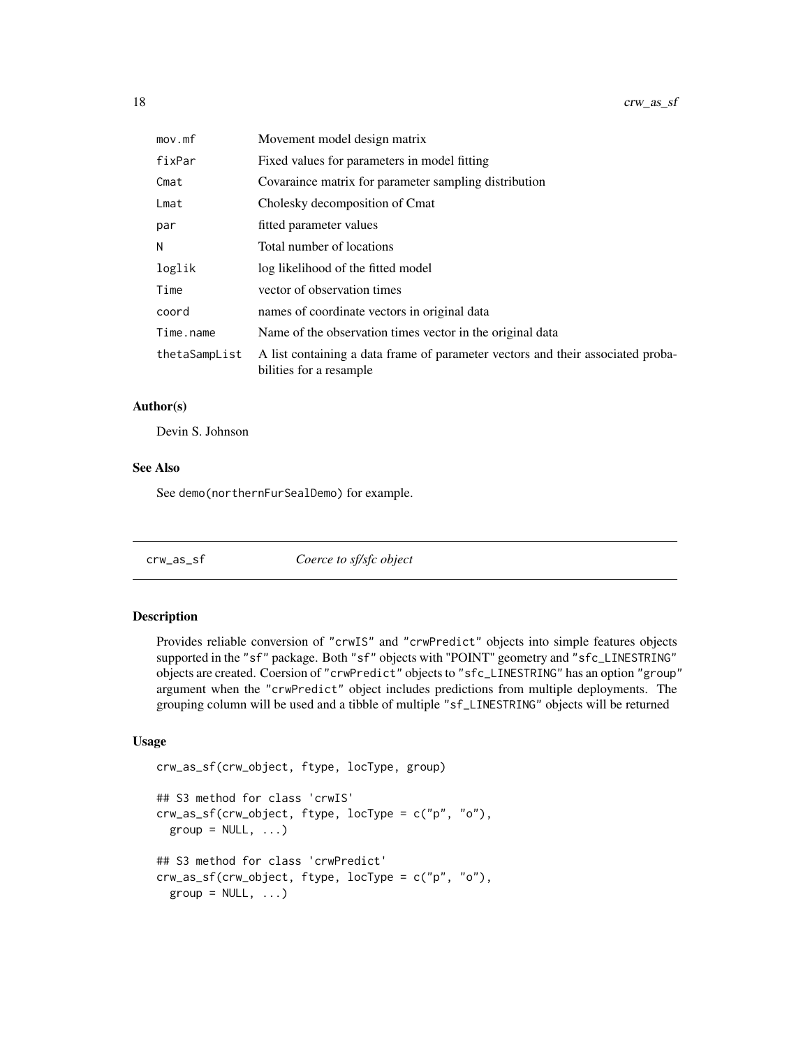| | |
|---|---|
| mov.mf | Movement model design matrix |
| fixPar | Fixed values for parameters in model fitting |
| Cmat | Covaraince matrix for parameter sampling distribution |
| Lmat | Cholesky decomposition of Cmat |
| par | fitted parameter values |
| N | Total number of locations |
| loglik | log likelihood of the fitted model |
| Time | vector of observation times |
| coord | names of coordinate vectors in original data |
| Time.name | Name of the observation times vector in the original data |
| thetaSampList | A list containing a data frame of parameter vectors and their associated probabilities for a resample |

### Author(s)

Devin S. Johnson

### See Also

See demo(northernFurSealDemo) for example.

---

## crw_as_sf — *Coerce to sf/sfc object*

### Description

Provides reliable conversion of "crwIS" and "crwPredict" objects into simple features objects supported in the "sf" package. Both "sf" objects with "POINT" geometry and "sfc_LINESTRING" objects are created. Coersion of "crwPredict" objects to "sfc_LINESTRING" has an option "group" argument when the "crwPredict" object includes predictions from multiple deployments. The grouping column will be used and a tibble of multiple "sf_LINESTRING" objects will be returned

### Usage

```
crw_as_sf(crw_object, ftype, locType, group)

## S3 method for class 'crwIS'
crw_as_sf(crw_object, ftype, locType = c("p", "o"),
  group = NULL, ...)

## S3 method for class 'crwPredict'
crw_as_sf(crw_object, ftype, locType = c("p", "o"),
  group = NULL, ...)
```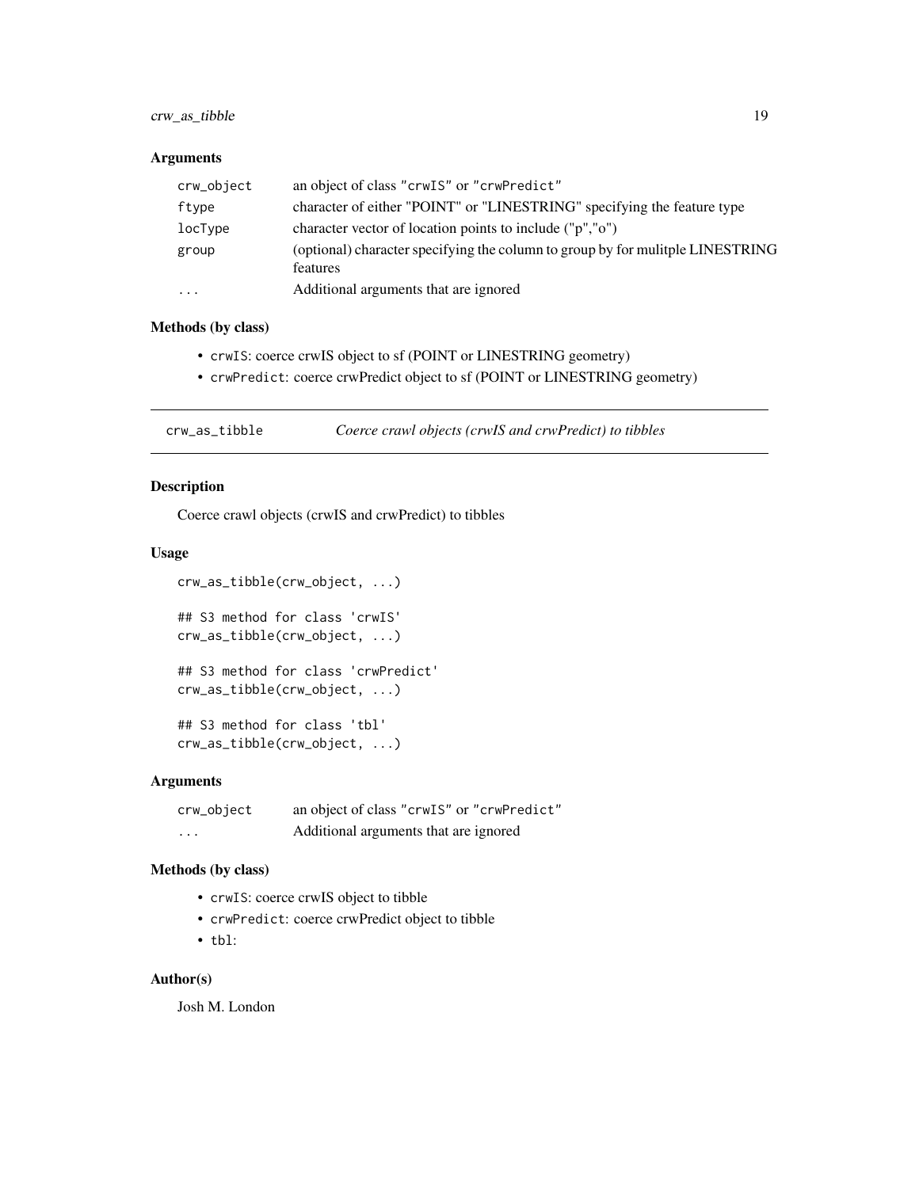### Arguments

| | |
|---|---|
| `crw_object` | an object of class "crwIS" or "crwPredict" |
| `ftype` | character of either "POINT" or "LINESTRING" specifying the feature type |
| `locType` | character vector of location points to include ("p","o") |
| `group` | (optional) character specifying the column to group by for mulitple LINESTRING features |
| `...` | Additional arguments that are ignored |

### Methods (by class)

- `crwIS`: coerce crwIS object to sf (POINT or LINESTRING geometry)
- `crwPredict`: coerce crwPredict object to sf (POINT or LINESTRING geometry)

---

## crw_as_tibble — *Coerce crawl objects (crwIS and crwPredict) to tibbles*

### Description

Coerce crawl objects (crwIS and crwPredict) to tibbles

### Usage

```
crw_as_tibble(crw_object, ...)

## S3 method for class 'crwIS'
crw_as_tibble(crw_object, ...)

## S3 method for class 'crwPredict'
crw_as_tibble(crw_object, ...)

## S3 method for class 'tbl'
crw_as_tibble(crw_object, ...)
```

### Arguments

| | |
|---|---|
| `crw_object` | an object of class "crwIS" or "crwPredict" |
| `...` | Additional arguments that are ignored |

### Methods (by class)

- `crwIS`: coerce crwIS object to tibble
- `crwPredict`: coerce crwPredict object to tibble
- `tbl`:

### Author(s)

Josh M. London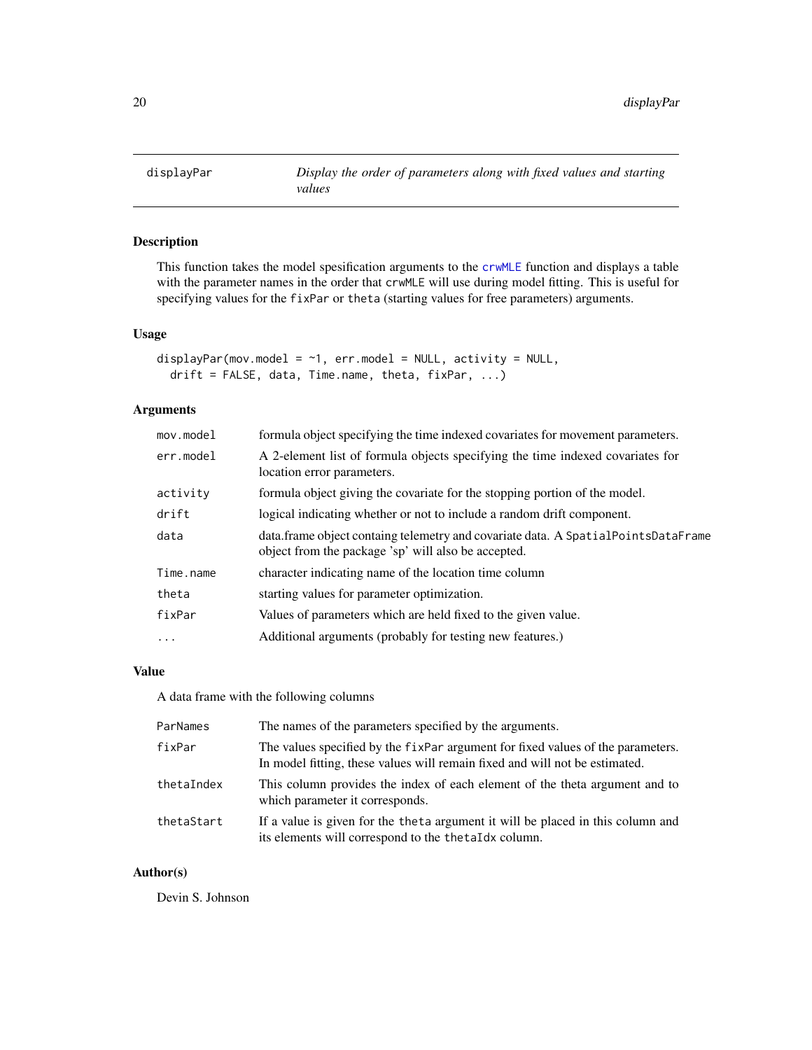# displayPar — *Display the order of parameters along with fixed values and starting values*

## Description

This function takes the model spesification arguments to the `crwMLE` function and displays a table with the parameter names in the order that `crwMLE` will use during model fitting. This is useful for specifying values for the `fixPar` or `theta` (starting values for free parameters) arguments.

## Usage

```
displayPar(mov.model = ~1, err.model = NULL, activity = NULL,
  drift = FALSE, data, Time.name, theta, fixPar, ...)
```

## Arguments

| Argument | Description |
|---|---|
| `mov.model` | formula object specifying the time indexed covariates for movement parameters. |
| `err.model` | A 2-element list of formula objects specifying the time indexed covariates for location error parameters. |
| `activity` | formula object giving the covariate for the stopping portion of the model. |
| `drift` | logical indicating whether or not to include a random drift component. |
| `data` | data.frame object containg telemetry and covariate data. A `SpatialPointsDataFrame` object from the package 'sp' will also be accepted. |
| `Time.name` | character indicating name of the location time column |
| `theta` | starting values for parameter optimization. |
| `fixPar` | Values of parameters which are held fixed to the given value. |
| `...` | Additional arguments (probably for testing new features.) |

## Value

A data frame with the following columns

| Column | Description |
|---|---|
| `ParNames` | The names of the parameters specified by the arguments. |
| `fixPar` | The values specified by the `fixPar` argument for fixed values of the parameters. In model fitting, these values will remain fixed and will not be estimated. |
| `thetaIndex` | This column provides the index of each element of the theta argument and to which parameter it corresponds. |
| `thetaStart` | If a value is given for the `theta` argument it will be placed in this column and its elements will correspond to the `thetaIdx` column. |

## Author(s)

Devin S. Johnson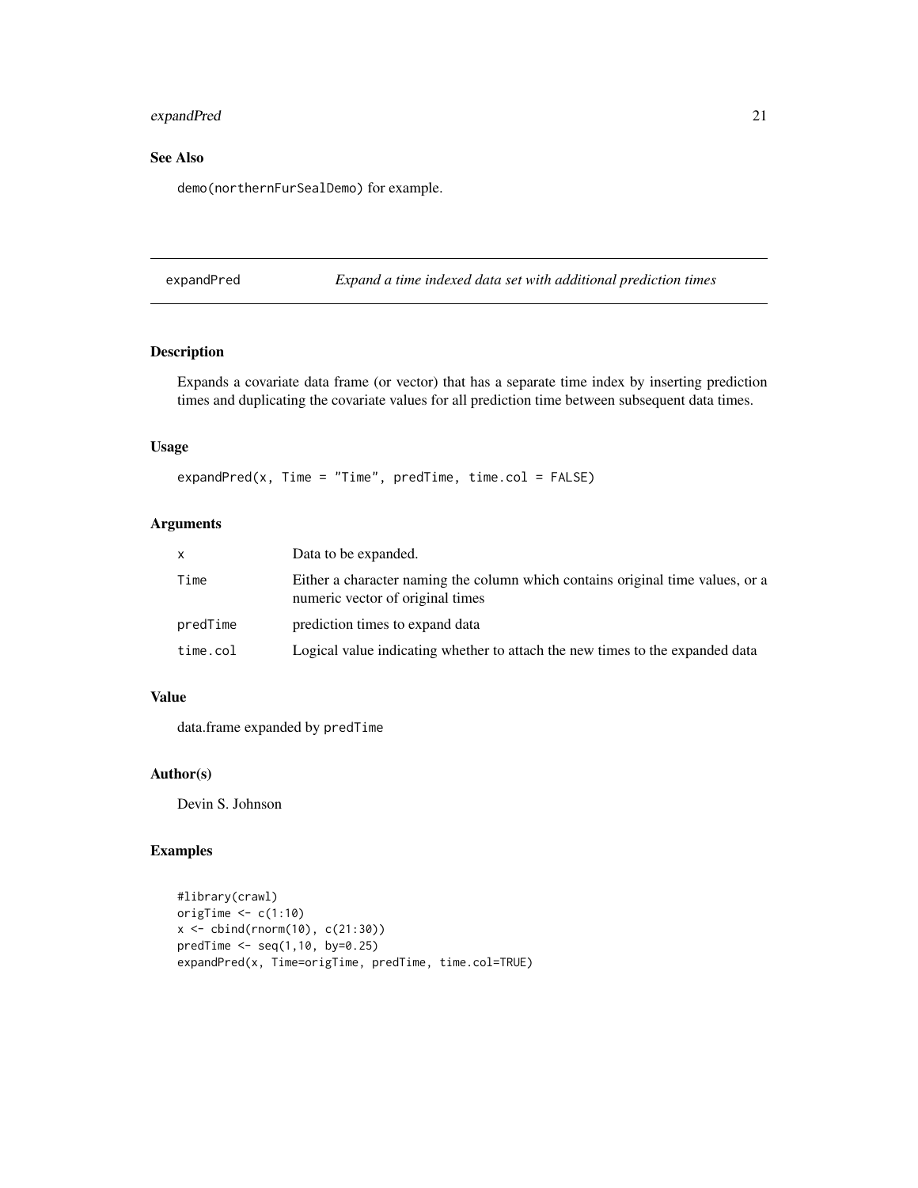## See Also

demo(northernFurSealDemo) for example.

---

## expandPred — *Expand a time indexed data set with additional prediction times*

### Description

Expands a covariate data frame (or vector) that has a separate time index by inserting prediction times and duplicating the covariate values for all prediction time between subsequent data times.

### Usage

```
expandPred(x, Time = "Time", predTime, time.col = FALSE)
```

### Arguments

| Argument | Description |
|---|---|
| `x` | Data to be expanded. |
| `Time` | Either a character naming the column which contains original time values, or a numeric vector of original times |
| `predTime` | prediction times to expand data |
| `time.col` | Logical value indicating whether to attach the new times to the expanded data |

### Value

data.frame expanded by `predTime`

### Author(s)

Devin S. Johnson

### Examples

```
#library(crawl)
origTime <- c(1:10)
x <- cbind(rnorm(10), c(21:30))
predTime <- seq(1,10, by=0.25)
expandPred(x, Time=origTime, predTime, time.col=TRUE)
```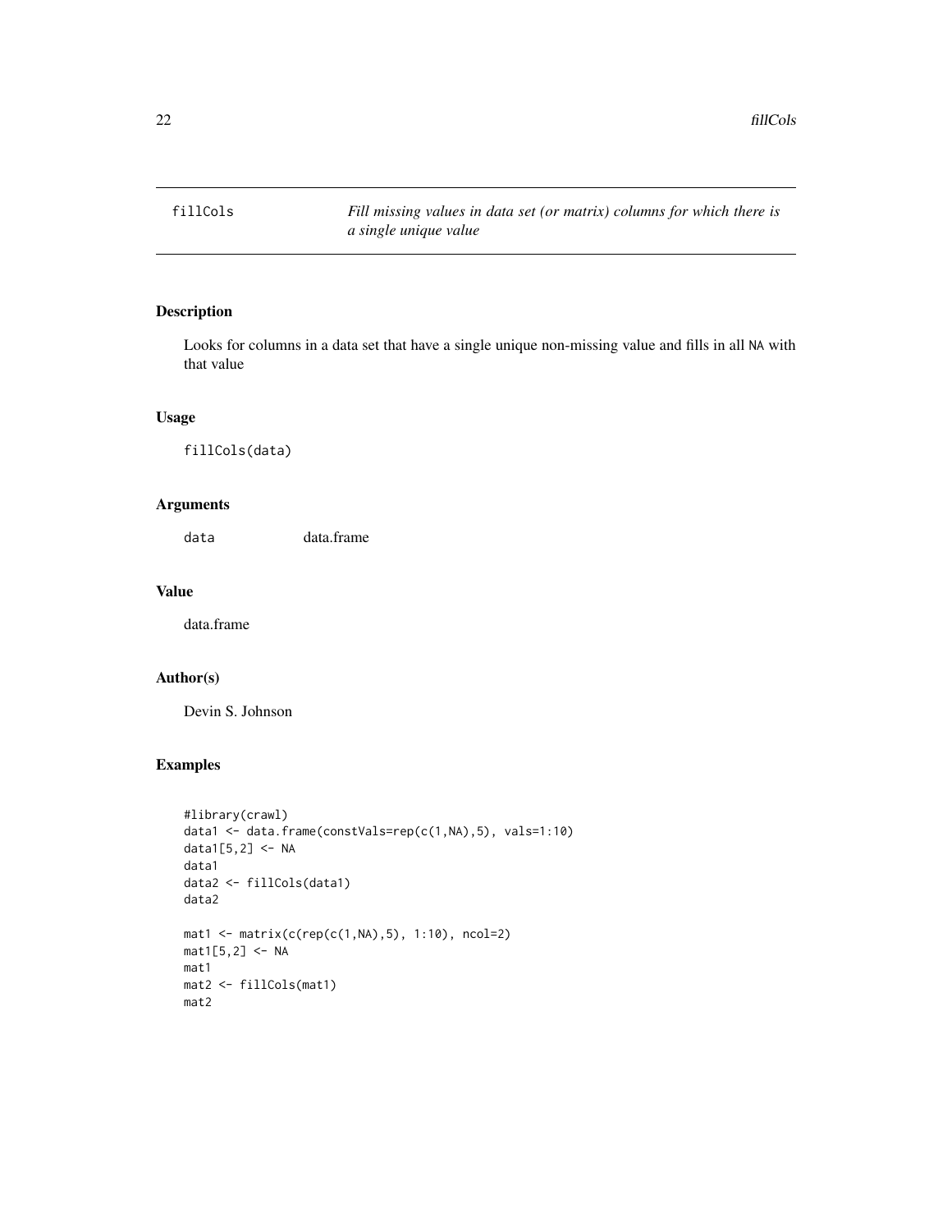## fillCols — *Fill missing values in data set (or matrix) columns for which there is a single unique value*

### Description

Looks for columns in a data set that have a single unique non-missing value and fills in all NA with that value

### Usage

```
fillCols(data)
```

### Arguments

| | |
|---|---|
| data | data.frame |

### Value

data.frame

### Author(s)

Devin S. Johnson

### Examples

```
#library(crawl)
data1 <- data.frame(constVals=rep(c(1,NA),5), vals=1:10)
data1[5,2] <- NA
data1
data2 <- fillCols(data1)
data2

mat1 <- matrix(c(rep(c(1,NA),5), 1:10), ncol=2)
mat1[5,2] <- NA
mat1
mat2 <- fillCols(mat1)
mat2
```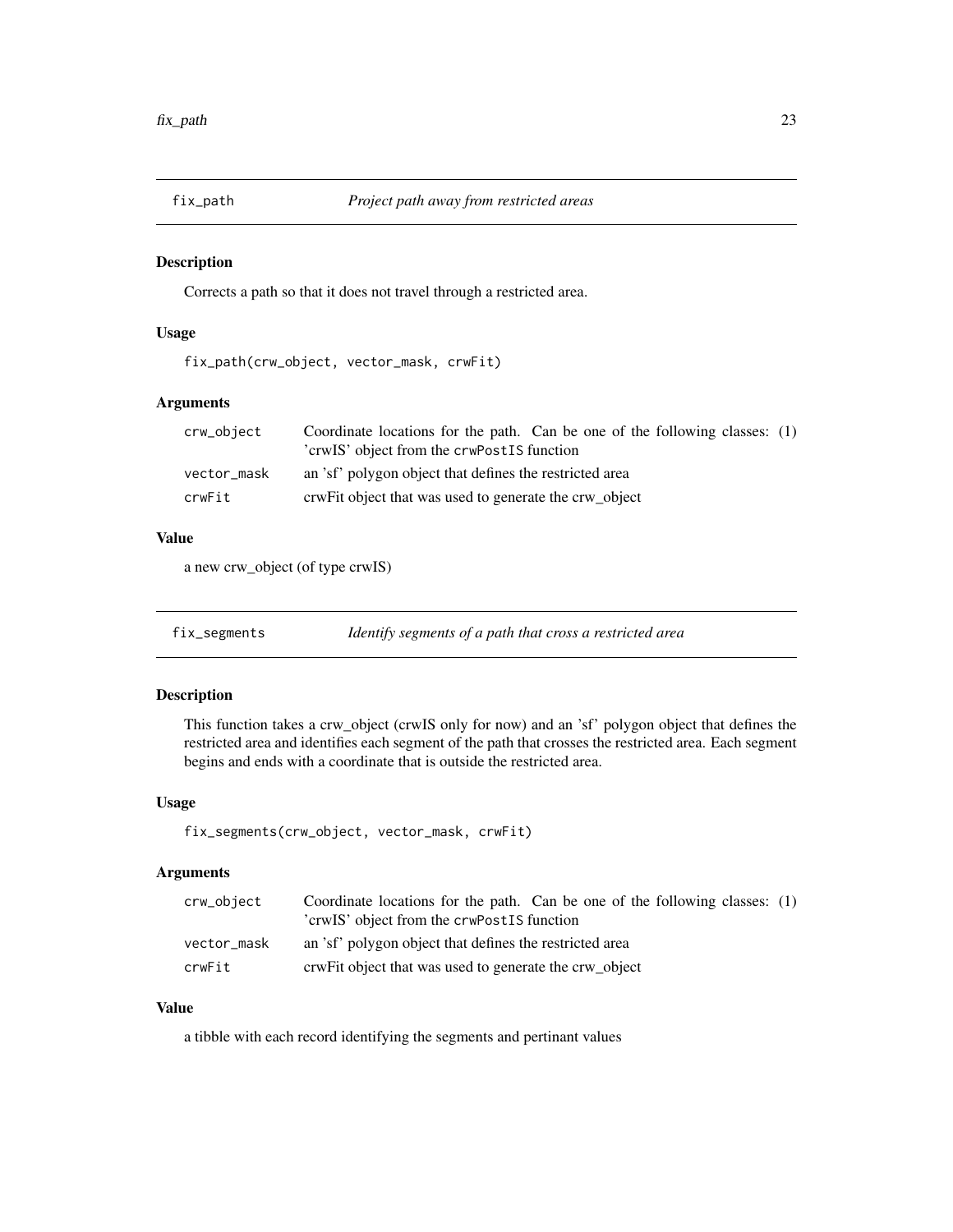## fix_path — *Project path away from restricted areas*

### Description

Corrects a path so that it does not travel through a restricted area.

### Usage

```
fix_path(crw_object, vector_mask, crwFit)
```

### Arguments

| | |
|---|---|
| crw_object | Coordinate locations for the path. Can be one of the following classes: (1) 'crwIS' object from the crwPostIS function |
| vector_mask | an 'sf' polygon object that defines the restricted area |
| crwFit | crwFit object that was used to generate the crw_object |

### Value

a new crw_object (of type crwIS)

## fix_segments — *Identify segments of a path that cross a restricted area*

### Description

This function takes a crw_object (crwIS only for now) and an 'sf' polygon object that defines the restricted area and identifies each segment of the path that crosses the restricted area. Each segment begins and ends with a coordinate that is outside the restricted area.

### Usage

```
fix_segments(crw_object, vector_mask, crwFit)
```

### Arguments

| | |
|---|---|
| crw_object | Coordinate locations for the path. Can be one of the following classes: (1) 'crwIS' object from the crwPostIS function |
| vector_mask | an 'sf' polygon object that defines the restricted area |
| crwFit | crwFit object that was used to generate the crw_object |

### Value

a tibble with each record identifying the segments and pertinant values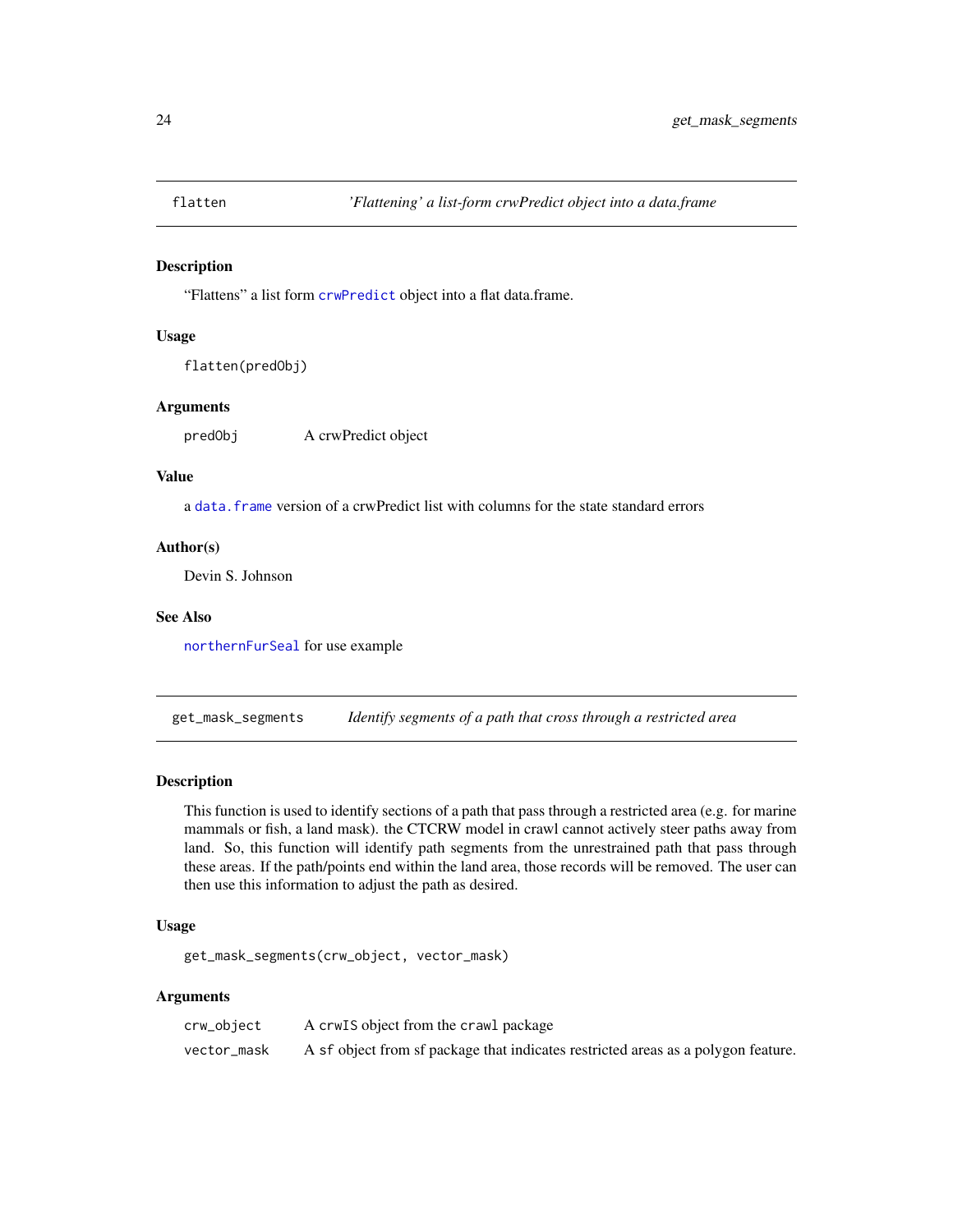## flatten — *'Flattening' a list-form crwPredict object into a data.frame*

### Description

"Flattens" a list form `crwPredict` object into a flat data.frame.

### Usage

```
flatten(predObj)
```

### Arguments

| | |
|---|---|
| `predObj` | A crwPredict object |

### Value

a `data.frame` version of a crwPredict list with columns for the state standard errors

### Author(s)

Devin S. Johnson

### See Also

`northernFurSeal` for use example

## get_mask_segments — *Identify segments of a path that cross through a restricted area*

### Description

This function is used to identify sections of a path that pass through a restricted area (e.g. for marine mammals or fish, a land mask). the CTCRW model in crawl cannot actively steer paths away from land. So, this function will identify path segments from the unrestrained path that pass through these areas. If the path/points end within the land area, those records will be removed. The user can then use this information to adjust the path as desired.

### Usage

```
get_mask_segments(crw_object, vector_mask)
```

### Arguments

| | |
|---|---|
| `crw_object` | A `crwIS` object from the `crawl` package |
| `vector_mask` | A `sf` object from sf package that indicates restricted areas as a polygon feature. |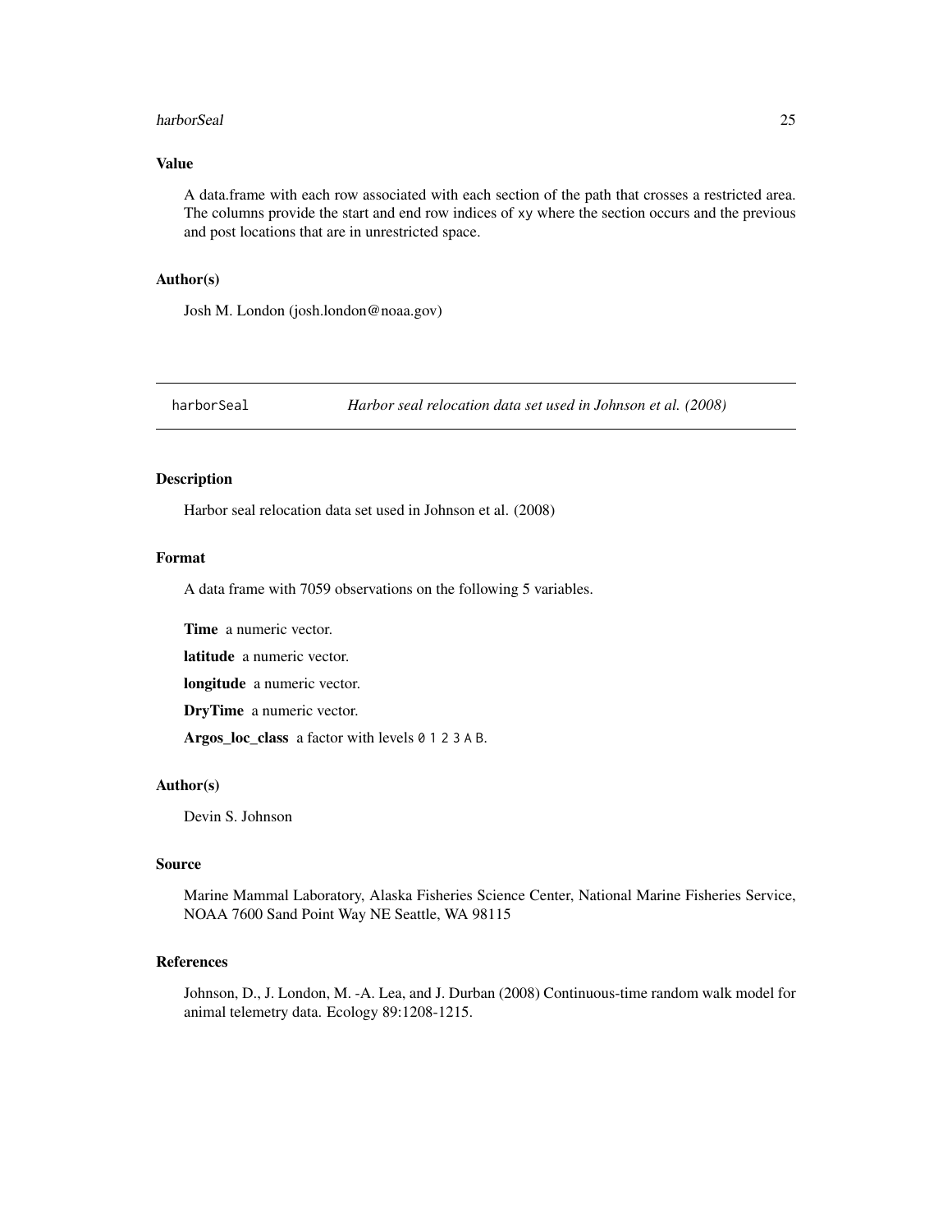### Value

A data.frame with each row associated with each section of the path that crosses a restricted area. The columns provide the start and end row indices of `xy` where the section occurs and the previous and post locations that are in unrestricted space.

### Author(s)

Josh M. London (josh.london@noaa.gov)

---

## harborSeal — *Harbor seal relocation data set used in Johnson et al. (2008)*

### Description

Harbor seal relocation data set used in Johnson et al. (2008)

### Format

A data frame with 7059 observations on the following 5 variables.

**Time** a numeric vector.

**latitude** a numeric vector.

**longitude** a numeric vector.

**DryTime** a numeric vector.

**Argos_loc_class** a factor with levels `0 1 2 3 A B`.

### Author(s)

Devin S. Johnson

### Source

Marine Mammal Laboratory, Alaska Fisheries Science Center, National Marine Fisheries Service, NOAA 7600 Sand Point Way NE Seattle, WA 98115

### References

Johnson, D., J. London, M. -A. Lea, and J. Durban (2008) Continuous-time random walk model for animal telemetry data. Ecology 89:1208-1215.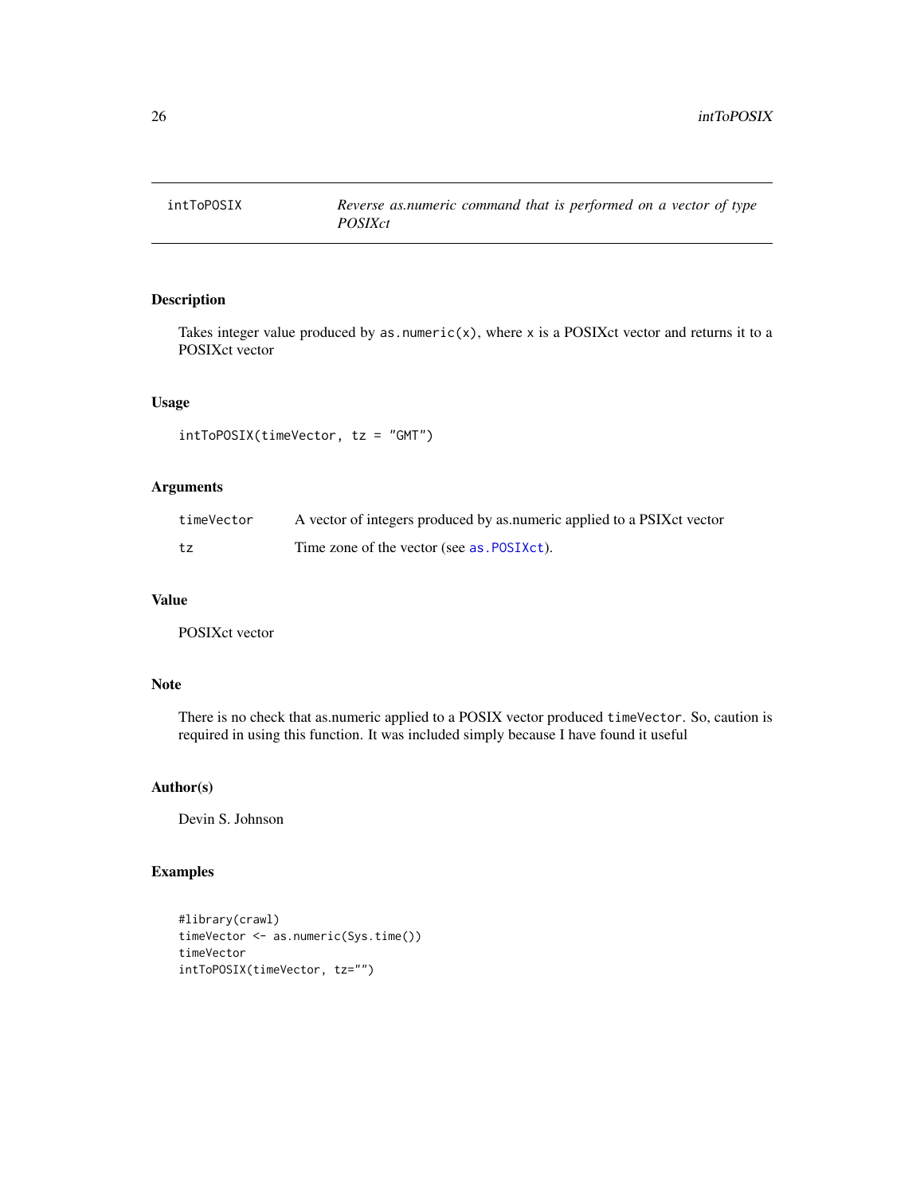## intToPOSIX — *Reverse as.numeric command that is performed on a vector of type POSIXct*

### Description

Takes integer value produced by `as.numeric(x)`, where `x` is a POSIXct vector and returns it to a POSIXct vector

### Usage

```
intToPOSIX(timeVector, tz = "GMT")
```

### Arguments

| | |
|---|---|
| `timeVector` | A vector of integers produced by as.numeric applied to a PSIXct vector |
| `tz` | Time zone of the vector (see `as.POSIXct`). |

### Value

POSIXct vector

### Note

There is no check that as.numeric applied to a POSIX vector produced `timeVector`. So, caution is required in using this function. It was included simply because I have found it useful

### Author(s)

Devin S. Johnson

### Examples

```
#library(crawl)
timeVector <- as.numeric(Sys.time())
timeVector
intToPOSIX(timeVector, tz="")
```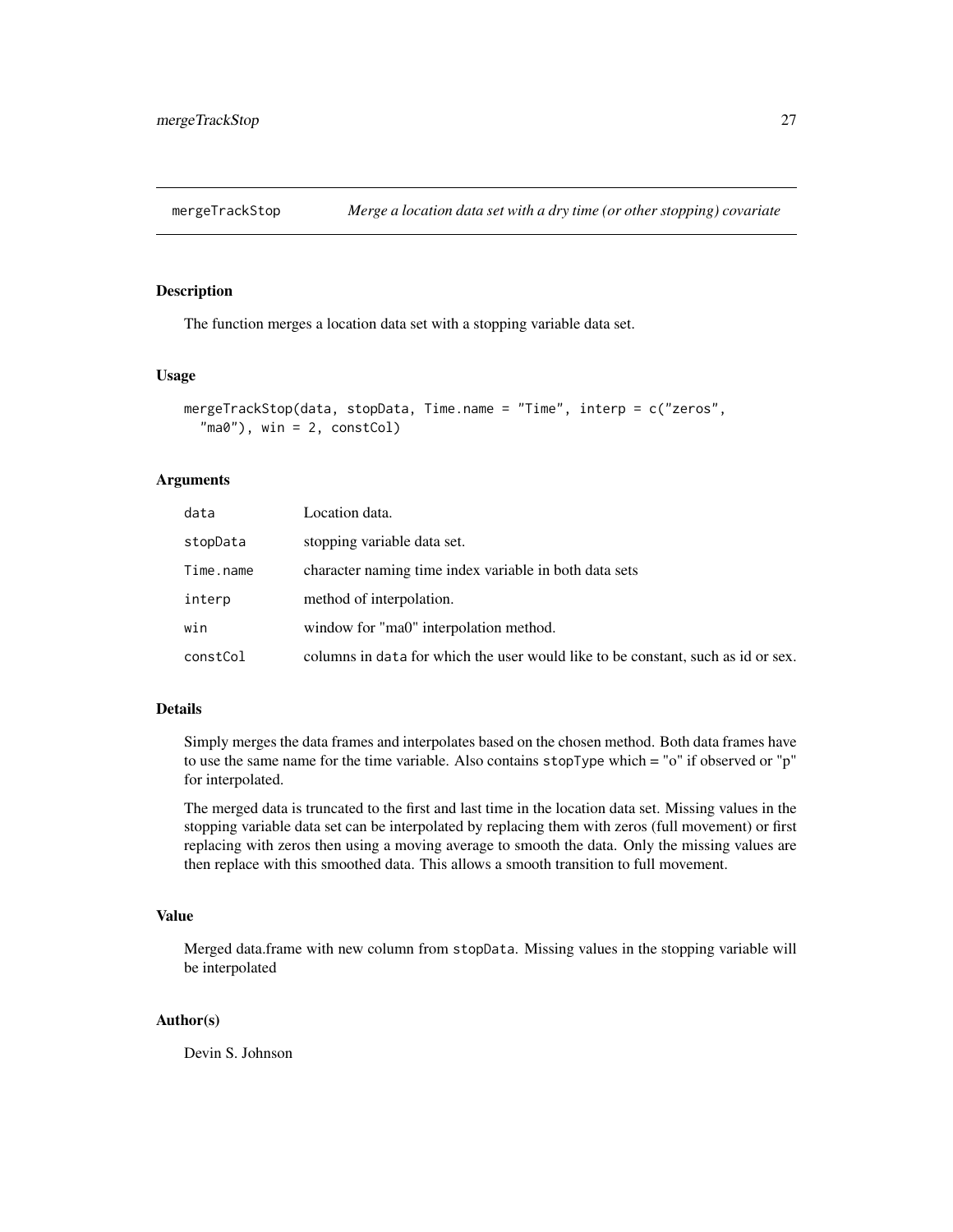## mergeTrackStop — *Merge a location data set with a dry time (or other stopping) covariate*

### Description

The function merges a location data set with a stopping variable data set.

### Usage

```
mergeTrackStop(data, stopData, Time.name = "Time", interp = c("zeros",
  "ma0"), win = 2, constCol)
```

### Arguments

| | |
|---|---|
| `data` | Location data. |
| `stopData` | stopping variable data set. |
| `Time.name` | character naming time index variable in both data sets |
| `interp` | method of interpolation. |
| `win` | window for "ma0" interpolation method. |
| `constCol` | columns in `data` for which the user would like to be constant, such as id or sex. |

### Details

Simply merges the data frames and interpolates based on the chosen method. Both data frames have to use the same name for the time variable. Also contains `stopType` which = "o" if observed or "p" for interpolated.

The merged data is truncated to the first and last time in the location data set. Missing values in the stopping variable data set can be interpolated by replacing them with zeros (full movement) or first replacing with zeros then using a moving average to smooth the data. Only the missing values are then replace with this smoothed data. This allows a smooth transition to full movement.

### Value

Merged data.frame with new column from `stopData`. Missing values in the stopping variable will be interpolated

### Author(s)

Devin S. Johnson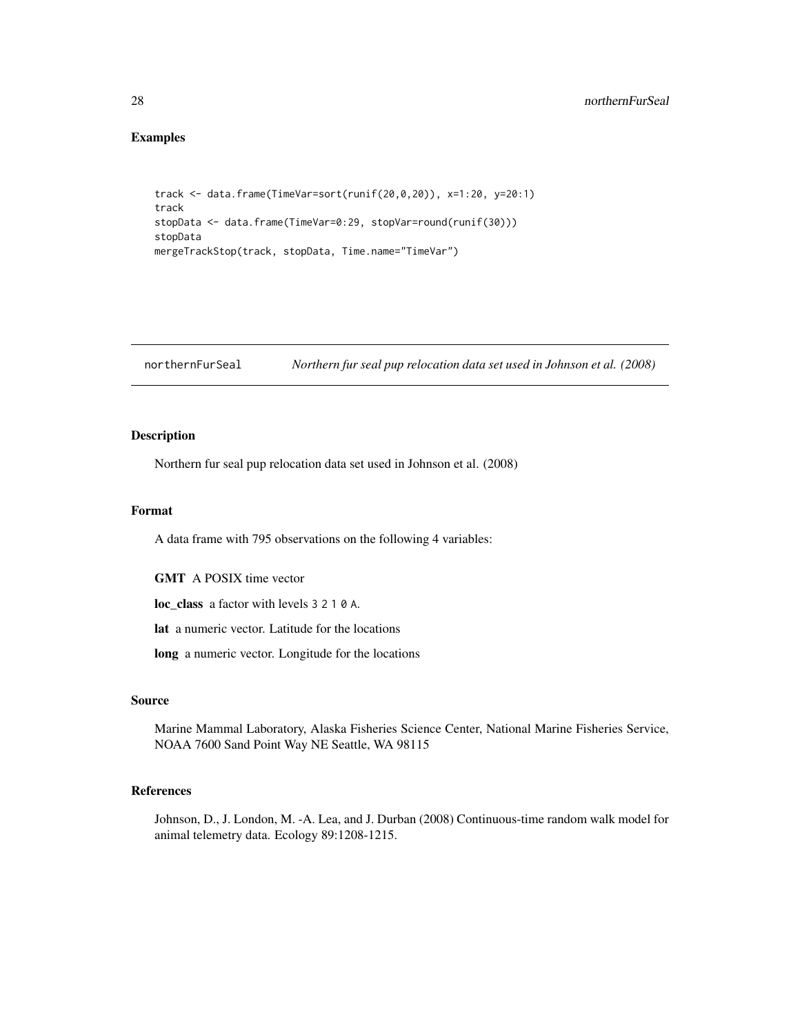### Examples

```
track <- data.frame(TimeVar=sort(runif(20,0,20)), x=1:20, y=20:1)
track
stopData <- data.frame(TimeVar=0:29, stopVar=round(runif(30)))
stopData
mergeTrackStop(track, stopData, Time.name="TimeVar")
```

---

## northernFurSeal *Northern fur seal pup relocation data set used in Johnson et al. (2008)*

---

### Description

Northern fur seal pup relocation data set used in Johnson et al. (2008)

### Format

A data frame with 795 observations on the following 4 variables:

**GMT** A POSIX time vector

**loc_class** a factor with levels `3 2 1 0 A`.

**lat** a numeric vector. Latitude for the locations

**long** a numeric vector. Longitude for the locations

### Source

Marine Mammal Laboratory, Alaska Fisheries Science Center, National Marine Fisheries Service, NOAA 7600 Sand Point Way NE Seattle, WA 98115

### References

Johnson, D., J. London, M. -A. Lea, and J. Durban (2008) Continuous-time random walk model for animal telemetry data. Ecology 89:1208-1215.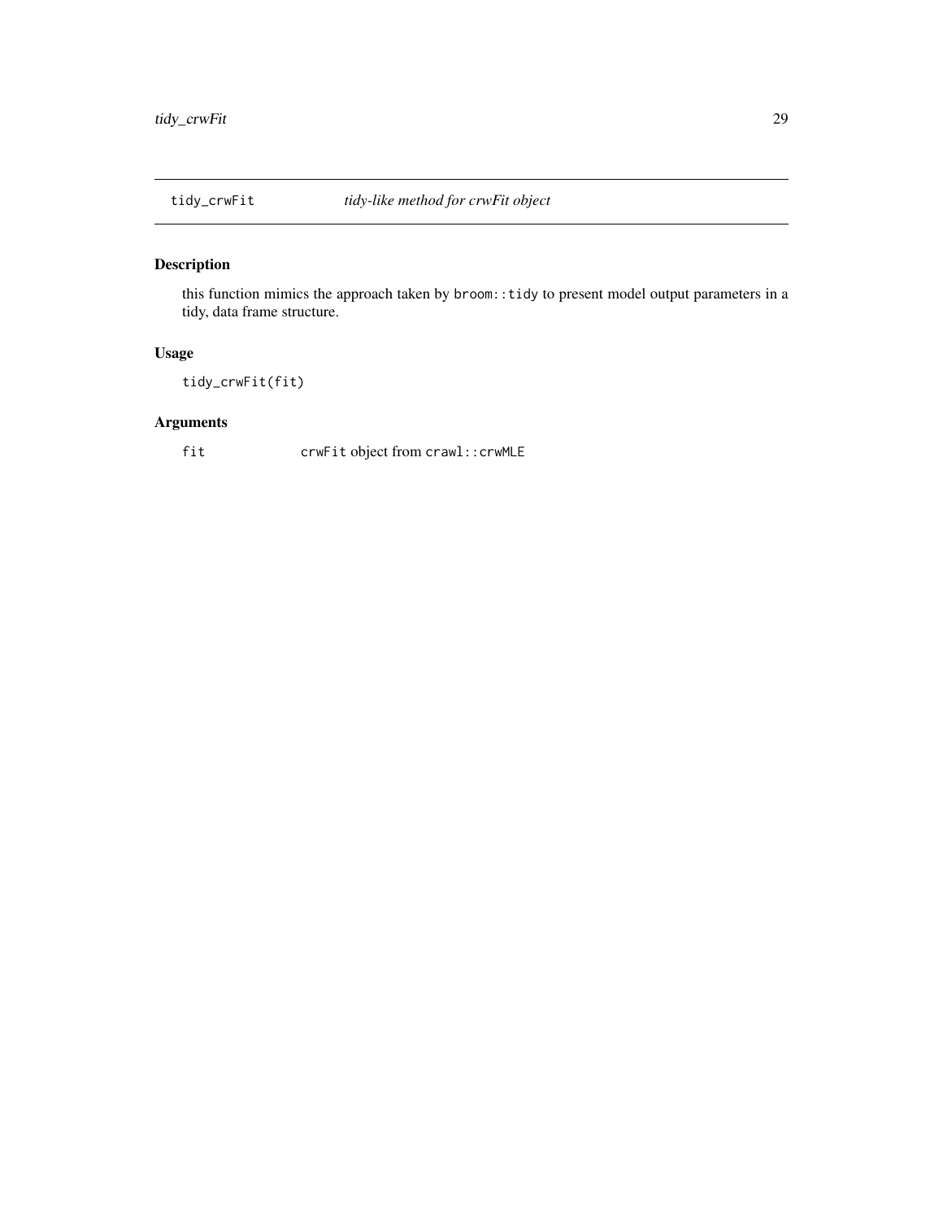# tidy_crwFit — *tidy-like method for crwFit object*

## Description

this function mimics the approach taken by `broom::tidy` to present model output parameters in a tidy, data frame structure.

## Usage

```
tidy_crwFit(fit)
```

## Arguments

| | |
|---|---|
| fit | `crwFit` object from `crawl::crwMLE` |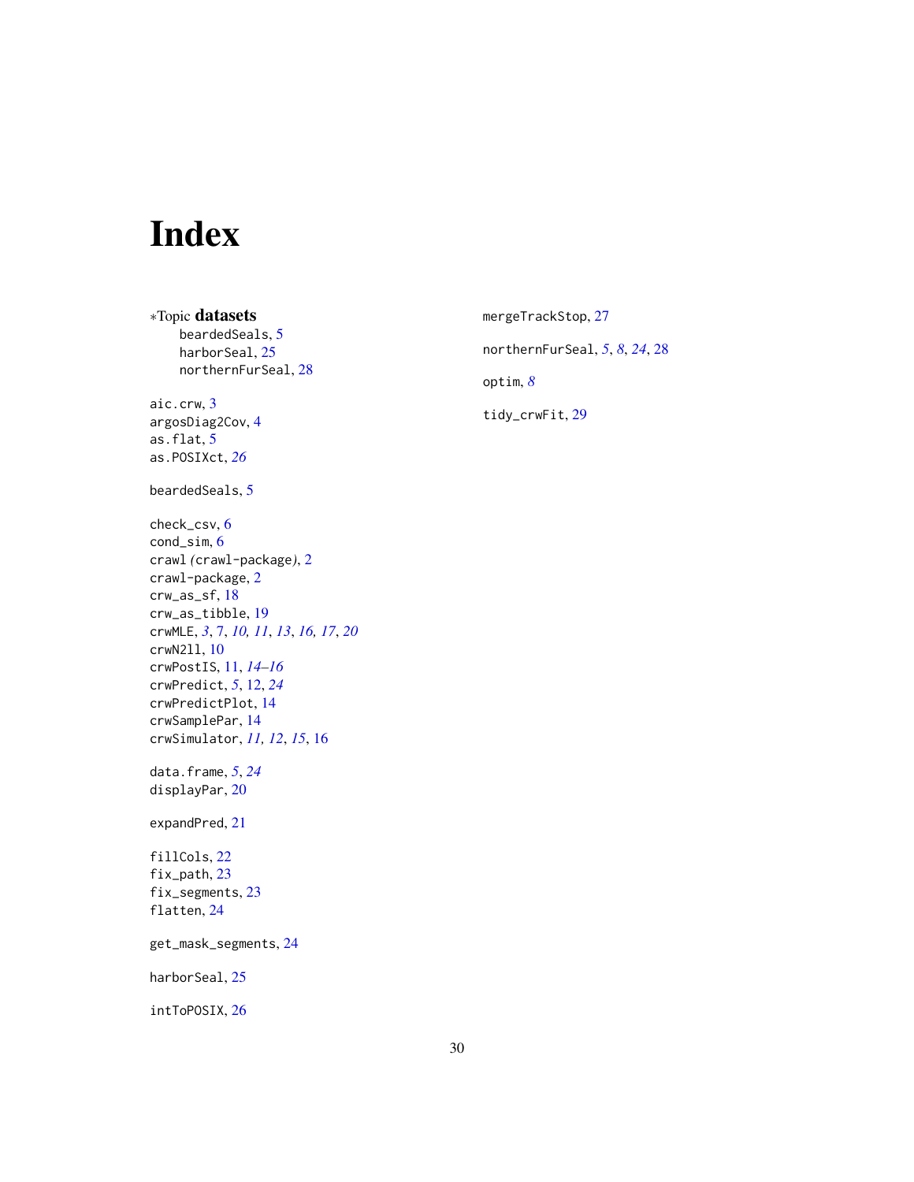# Index

∗Topic **datasets**
  beardedSeals, 5
  harborSeal, 25
  northernFurSeal, 28

aic.crw, 3
argosDiag2Cov, 4
as.flat, 5
as.POSIXct, *26*

beardedSeals, 5

check_csv, 6
cond_sim, 6
crawl *(*crawl-package*)*, 2
crawl-package, 2
crw_as_sf, 18
crw_as_tibble, 19
crwMLE, *3*, 7, *10, 11*, *13*, *16, 17*, *20*
crwN2ll, 10
crwPostIS, 11, *14–16*
crwPredict, *5*, 12, *24*
crwPredictPlot, 14
crwSamplePar, 14
crwSimulator, *11, 12*, *15*, 16

data.frame, *5*, *24*
displayPar, 20

expandPred, 21

fillCols, 22
fix_path, 23
fix_segments, 23
flatten, 24

get_mask_segments, 24

harborSeal, 25

intToPOSIX, 26

mergeTrackStop, 27

northernFurSeal, *5*, *8*, *24*, 28

optim, *8*

tidy_crwFit, 29